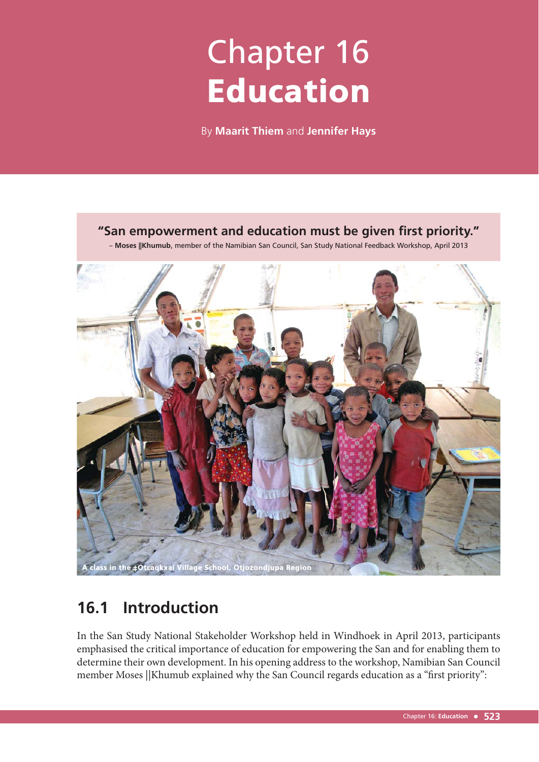# Chapter 16
# Education

By **Maarit Thiem** and **Jennifer Hays**

**"San empowerment and education must be given first priority."**

– **Moses ||Khumub**, member of the Namibian San Council, San Study National Feedback Workshop, April 2013

A class in the ǂOtcaqkxai Village School, Otjozondjupa Region

## 16.1 Introduction

In the San Study National Stakeholder Workshop held in Windhoek in April 2013, participants emphasised the critical importance of education for empowering the San and for enabling them to determine their own development. In his opening address to the workshop, Namibian San Council member Moses ||Khumub explained why the San Council regards education as a "first priority":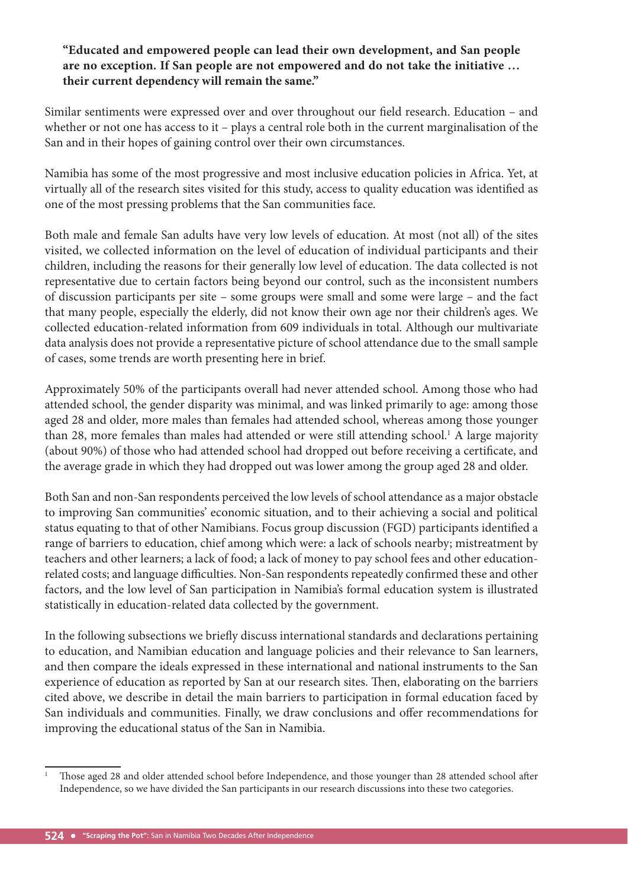**"Educated and empowered people can lead their own development, and San people are no exception. If San people are not empowered and do not take the initiative … their current dependency will remain the same."**

Similar sentiments were expressed over and over throughout our field research. Education – and whether or not one has access to it – plays a central role both in the current marginalisation of the San and in their hopes of gaining control over their own circumstances.

Namibia has some of the most progressive and most inclusive education policies in Africa. Yet, at virtually all of the research sites visited for this study, access to quality education was identified as one of the most pressing problems that the San communities face.

Both male and female San adults have very low levels of education. At most (not all) of the sites visited, we collected information on the level of education of individual participants and their children, including the reasons for their generally low level of education. The data collected is not representative due to certain factors being beyond our control, such as the inconsistent numbers of discussion participants per site – some groups were small and some were large – and the fact that many people, especially the elderly, did not know their own age nor their children's ages. We collected education-related information from 609 individuals in total. Although our multivariate data analysis does not provide a representative picture of school attendance due to the small sample of cases, some trends are worth presenting here in brief.

Approximately 50% of the participants overall had never attended school. Among those who had attended school, the gender disparity was minimal, and was linked primarily to age: among those aged 28 and older, more males than females had attended school, whereas among those younger than 28, more females than males had attended or were still attending school.[1] A large majority (about 90%) of those who had attended school had dropped out before receiving a certificate, and the average grade in which they had dropped out was lower among the group aged 28 and older.

Both San and non-San respondents perceived the low levels of school attendance as a major obstacle to improving San communities' economic situation, and to their achieving a social and political status equating to that of other Namibians. Focus group discussion (FGD) participants identified a range of barriers to education, chief among which were: a lack of schools nearby; mistreatment by teachers and other learners; a lack of food; a lack of money to pay school fees and other education-related costs; and language difficulties. Non-San respondents repeatedly confirmed these and other factors, and the low level of San participation in Namibia's formal education system is illustrated statistically in education-related data collected by the government.

In the following subsections we briefly discuss international standards and declarations pertaining to education, and Namibian education and language policies and their relevance to San learners, and then compare the ideals expressed in these international and national instruments to the San experience of education as reported by San at our research sites. Then, elaborating on the barriers cited above, we describe in detail the main barriers to participation in formal education faced by San individuals and communities. Finally, we draw conclusions and offer recommendations for improving the educational status of the San in Namibia.

---

[1] Those aged 28 and older attended school before Independence, and those younger than 28 attended school after Independence, so we have divided the San participants in our research discussions into these two categories.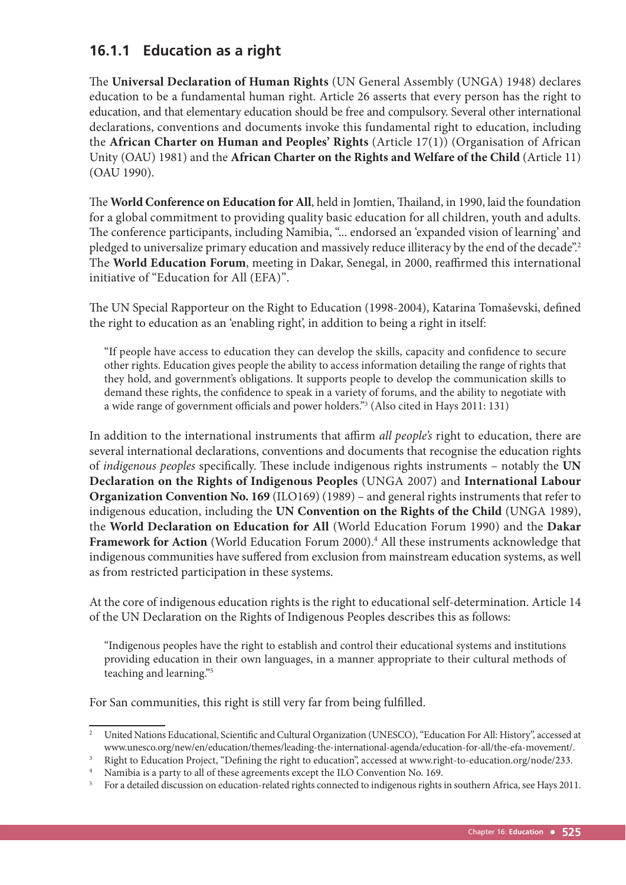### 16.1.1 Education as a right

The **Universal Declaration of Human Rights** (UN General Assembly (UNGA) 1948) declares education to be a fundamental human right. Article 26 asserts that every person has the right to education, and that elementary education should be free and compulsory. Several other international declarations, conventions and documents invoke this fundamental right to education, including the **African Charter on Human and Peoples' Rights** (Article 17(1)) (Organisation of African Unity (OAU) 1981) and the **African Charter on the Rights and Welfare of the Child** (Article 11) (OAU 1990).

The **World Conference on Education for All**, held in Jomtien, Thailand, in 1990, laid the foundation for a global commitment to providing quality basic education for all children, youth and adults. The conference participants, including Namibia, "... endorsed an 'expanded vision of learning' and pledged to universalize primary education and massively reduce illiteracy by the end of the decade".[2] The **World Education Forum**, meeting in Dakar, Senegal, in 2000, reaffirmed this international initiative of "Education for All (EFA)".

The UN Special Rapporteur on the Right to Education (1998-2004), Katarina Tomaševski, defined the right to education as an 'enabling right', in addition to being a right in itself:

> "If people have access to education they can develop the skills, capacity and confidence to secure other rights. Education gives people the ability to access information detailing the range of rights that they hold, and government's obligations. It supports people to develop the communication skills to demand these rights, the confidence to speak in a variety of forums, and the ability to negotiate with a wide range of government officials and power holders."[3] (Also cited in Hays 2011: 131)

In addition to the international instruments that affirm *all people's* right to education, there are several international declarations, conventions and documents that recognise the education rights of *indigenous peoples* specifically. These include indigenous rights instruments – notably the **UN Declaration on the Rights of Indigenous Peoples** (UNGA 2007) and **International Labour Organization Convention No. 169** (ILO169) (1989) – and general rights instruments that refer to indigenous education, including the **UN Convention on the Rights of the Child** (UNGA 1989), the **World Declaration on Education for All** (World Education Forum 1990) and the **Dakar Framework for Action** (World Education Forum 2000).[4] All these instruments acknowledge that indigenous communities have suffered from exclusion from mainstream education systems, as well as from restricted participation in these systems.

At the core of indigenous education rights is the right to educational self-determination. Article 14 of the UN Declaration on the Rights of Indigenous Peoples describes this as follows:

> "Indigenous peoples have the right to establish and control their educational systems and institutions providing education in their own languages, in a manner appropriate to their cultural methods of teaching and learning."[5]

For San communities, this right is still very far from being fulfilled.

---

[2] United Nations Educational, Scientific and Cultural Organization (UNESCO), "Education For All: History", accessed at www.unesco.org/new/en/education/themes/leading-the-international-agenda/education-for-all/the-efa-movement/.

[3] Right to Education Project, "Defining the right to education", accessed at www.right-to-education.org/node/233.

[4] Namibia is a party to all of these agreements except the ILO Convention No. 169.

[5] For a detailed discussion on education-related rights connected to indigenous rights in southern Africa, see Hays 2011.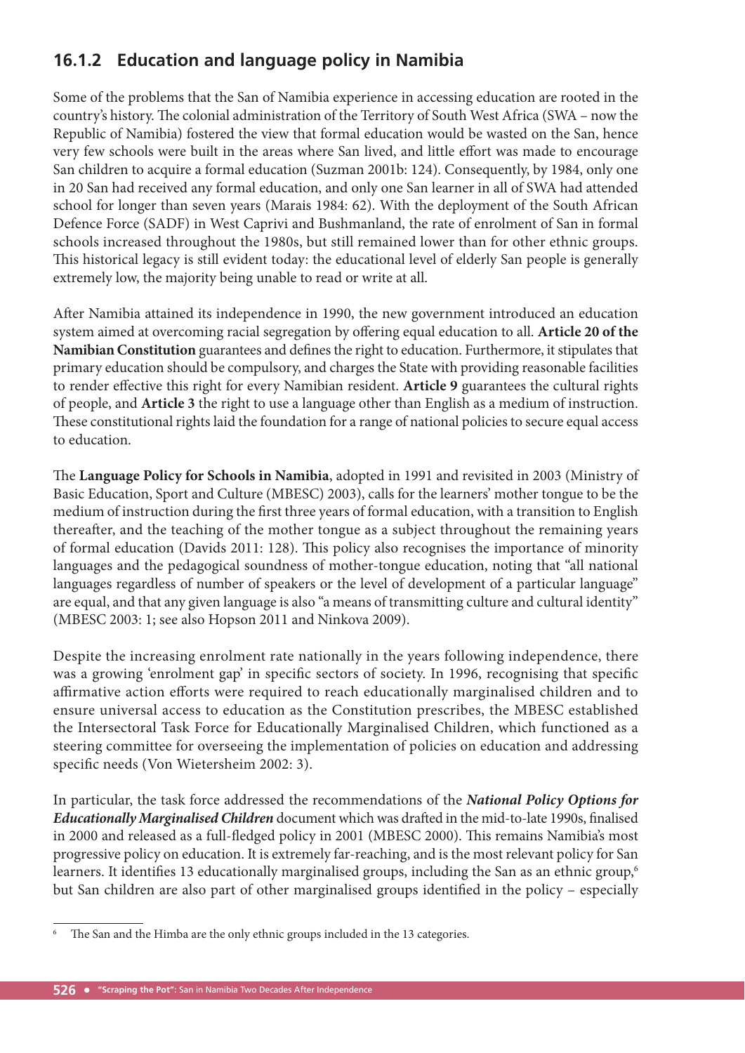## 16.1.2 Education and language policy in Namibia

Some of the problems that the San of Namibia experience in accessing education are rooted in the country's history. The colonial administration of the Territory of South West Africa (SWA – now the Republic of Namibia) fostered the view that formal education would be wasted on the San, hence very few schools were built in the areas where San lived, and little effort was made to encourage San children to acquire a formal education (Suzman 2001b: 124). Consequently, by 1984, only one in 20 San had received any formal education, and only one San learner in all of SWA had attended school for longer than seven years (Marais 1984: 62). With the deployment of the South African Defence Force (SADF) in West Caprivi and Bushmanland, the rate of enrolment of San in formal schools increased throughout the 1980s, but still remained lower than for other ethnic groups. This historical legacy is still evident today: the educational level of elderly San people is generally extremely low, the majority being unable to read or write at all.

After Namibia attained its independence in 1990, the new government introduced an education system aimed at overcoming racial segregation by offering equal education to all. **Article 20 of the Namibian Constitution** guarantees and defines the right to education. Furthermore, it stipulates that primary education should be compulsory, and charges the State with providing reasonable facilities to render effective this right for every Namibian resident. **Article 9** guarantees the cultural rights of people, and **Article 3** the right to use a language other than English as a medium of instruction. These constitutional rights laid the foundation for a range of national policies to secure equal access to education.

The **Language Policy for Schools in Namibia**, adopted in 1991 and revisited in 2003 (Ministry of Basic Education, Sport and Culture (MBESC) 2003), calls for the learners' mother tongue to be the medium of instruction during the first three years of formal education, with a transition to English thereafter, and the teaching of the mother tongue as a subject throughout the remaining years of formal education (Davids 2011: 128). This policy also recognises the importance of minority languages and the pedagogical soundness of mother-tongue education, noting that "all national languages regardless of number of speakers or the level of development of a particular language" are equal, and that any given language is also "a means of transmitting culture and cultural identity" (MBESC 2003: 1; see also Hopson 2011 and Ninkova 2009).

Despite the increasing enrolment rate nationally in the years following independence, there was a growing 'enrolment gap' in specific sectors of society. In 1996, recognising that specific affirmative action efforts were required to reach educationally marginalised children and to ensure universal access to education as the Constitution prescribes, the MBESC established the Intersectoral Task Force for Educationally Marginalised Children, which functioned as a steering committee for overseeing the implementation of policies on education and addressing specific needs (Von Wietersheim 2002: 3).

In particular, the task force addressed the recommendations of the ***National Policy Options for Educationally Marginalised Children*** document which was drafted in the mid-to-late 1990s, finalised in 2000 and released as a full-fledged policy in 2001 (MBESC 2000). This remains Namibia's most progressive policy on education. It is extremely far-reaching, and is the most relevant policy for San learners. It identifies 13 educationally marginalised groups, including the San as an ethnic group,[6] but San children are also part of other marginalised groups identified in the policy – especially

[6] The San and the Himba are the only ethnic groups included in the 13 categories.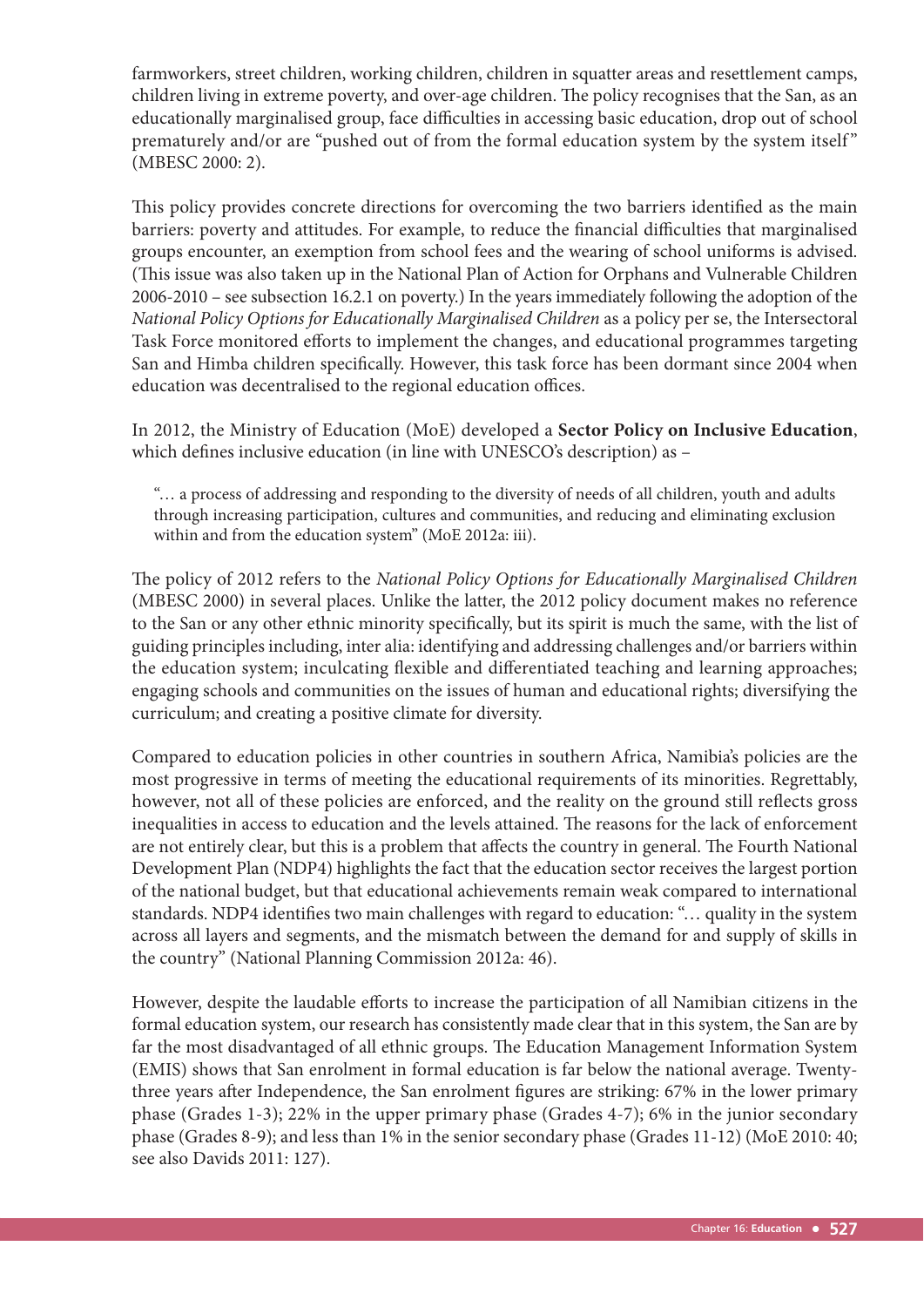farmworkers, street children, working children, children in squatter areas and resettlement camps, children living in extreme poverty, and over-age children. The policy recognises that the San, as an educationally marginalised group, face difficulties in accessing basic education, drop out of school prematurely and/or are "pushed out of from the formal education system by the system itself" (MBESC 2000: 2).

This policy provides concrete directions for overcoming the two barriers identified as the main barriers: poverty and attitudes. For example, to reduce the financial difficulties that marginalised groups encounter, an exemption from school fees and the wearing of school uniforms is advised. (This issue was also taken up in the National Plan of Action for Orphans and Vulnerable Children 2006-2010 – see subsection 16.2.1 on poverty.) In the years immediately following the adoption of the *National Policy Options for Educationally Marginalised Children* as a policy per se, the Intersectoral Task Force monitored efforts to implement the changes, and educational programmes targeting San and Himba children specifically. However, this task force has been dormant since 2004 when education was decentralised to the regional education offices.

In 2012, the Ministry of Education (MoE) developed a **Sector Policy on Inclusive Education**, which defines inclusive education (in line with UNESCO's description) as –

> "… a process of addressing and responding to the diversity of needs of all children, youth and adults through increasing participation, cultures and communities, and reducing and eliminating exclusion within and from the education system" (MoE 2012a: iii).

The policy of 2012 refers to the *National Policy Options for Educationally Marginalised Children* (MBESC 2000) in several places. Unlike the latter, the 2012 policy document makes no reference to the San or any other ethnic minority specifically, but its spirit is much the same, with the list of guiding principles including, inter alia: identifying and addressing challenges and/or barriers within the education system; inculcating flexible and differentiated teaching and learning approaches; engaging schools and communities on the issues of human and educational rights; diversifying the curriculum; and creating a positive climate for diversity.

Compared to education policies in other countries in southern Africa, Namibia's policies are the most progressive in terms of meeting the educational requirements of its minorities. Regrettably, however, not all of these policies are enforced, and the reality on the ground still reflects gross inequalities in access to education and the levels attained. The reasons for the lack of enforcement are not entirely clear, but this is a problem that affects the country in general. The Fourth National Development Plan (NDP4) highlights the fact that the education sector receives the largest portion of the national budget, but that educational achievements remain weak compared to international standards. NDP4 identifies two main challenges with regard to education: "… quality in the system across all layers and segments, and the mismatch between the demand for and supply of skills in the country" (National Planning Commission 2012a: 46).

However, despite the laudable efforts to increase the participation of all Namibian citizens in the formal education system, our research has consistently made clear that in this system, the San are by far the most disadvantaged of all ethnic groups. The Education Management Information System (EMIS) shows that San enrolment in formal education is far below the national average. Twenty-three years after Independence, the San enrolment figures are striking: 67% in the lower primary phase (Grades 1-3); 22% in the upper primary phase (Grades 4-7); 6% in the junior secondary phase (Grades 8-9); and less than 1% in the senior secondary phase (Grades 11-12) (MoE 2010: 40; see also Davids 2011: 127).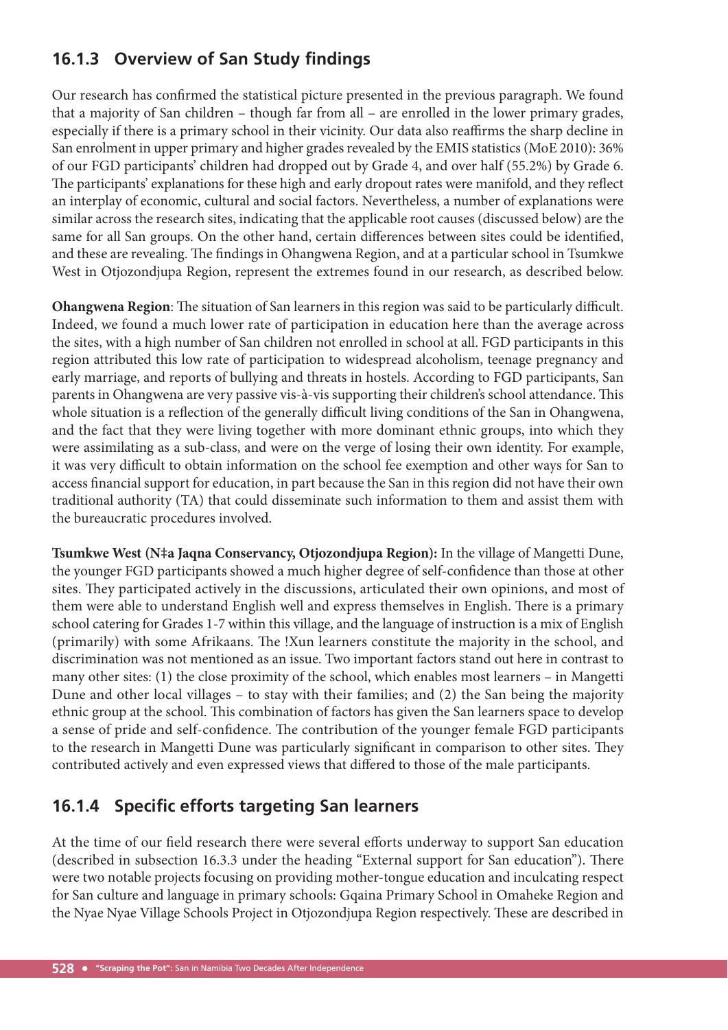### 16.1.3 Overview of San Study findings

Our research has confirmed the statistical picture presented in the previous paragraph. We found that a majority of San children – though far from all – are enrolled in the lower primary grades, especially if there is a primary school in their vicinity. Our data also reaffirms the sharp decline in San enrolment in upper primary and higher grades revealed by the EMIS statistics (MoE 2010): 36% of our FGD participants' children had dropped out by Grade 4, and over half (55.2%) by Grade 6. The participants' explanations for these high and early dropout rates were manifold, and they reflect an interplay of economic, cultural and social factors. Nevertheless, a number of explanations were similar across the research sites, indicating that the applicable root causes (discussed below) are the same for all San groups. On the other hand, certain differences between sites could be identified, and these are revealing. The findings in Ohangwena Region, and at a particular school in Tsumkwe West in Otjozondjupa Region, represent the extremes found in our research, as described below.

**Ohangwena Region**: The situation of San learners in this region was said to be particularly difficult. Indeed, we found a much lower rate of participation in education here than the average across the sites, with a high number of San children not enrolled in school at all. FGD participants in this region attributed this low rate of participation to widespread alcoholism, teenage pregnancy and early marriage, and reports of bullying and threats in hostels. According to FGD participants, San parents in Ohangwena are very passive vis-à-vis supporting their children's school attendance. This whole situation is a reflection of the generally difficult living conditions of the San in Ohangwena, and the fact that they were living together with more dominant ethnic groups, into which they were assimilating as a sub-class, and were on the verge of losing their own identity. For example, it was very difficult to obtain information on the school fee exemption and other ways for San to access financial support for education, in part because the San in this region did not have their own traditional authority (TA) that could disseminate such information to them and assist them with the bureaucratic procedures involved.

**Tsumkwe West (N‡a Jaqna Conservancy, Otjozondjupa Region):** In the village of Mangetti Dune, the younger FGD participants showed a much higher degree of self-confidence than those at other sites. They participated actively in the discussions, articulated their own opinions, and most of them were able to understand English well and express themselves in English. There is a primary school catering for Grades 1-7 within this village, and the language of instruction is a mix of English (primarily) with some Afrikaans. The !Xun learners constitute the majority in the school, and discrimination was not mentioned as an issue. Two important factors stand out here in contrast to many other sites: (1) the close proximity of the school, which enables most learners – in Mangetti Dune and other local villages – to stay with their families; and (2) the San being the majority ethnic group at the school. This combination of factors has given the San learners space to develop a sense of pride and self-confidence. The contribution of the younger female FGD participants to the research in Mangetti Dune was particularly significant in comparison to other sites. They contributed actively and even expressed views that differed to those of the male participants.

### 16.1.4 Specific efforts targeting San learners

At the time of our field research there were several efforts underway to support San education (described in subsection 16.3.3 under the heading "External support for San education"). There were two notable projects focusing on providing mother-tongue education and inculcating respect for San culture and language in primary schools: Gqaina Primary School in Omaheke Region and the Nyae Nyae Village Schools Project in Otjozondjupa Region respectively. These are described in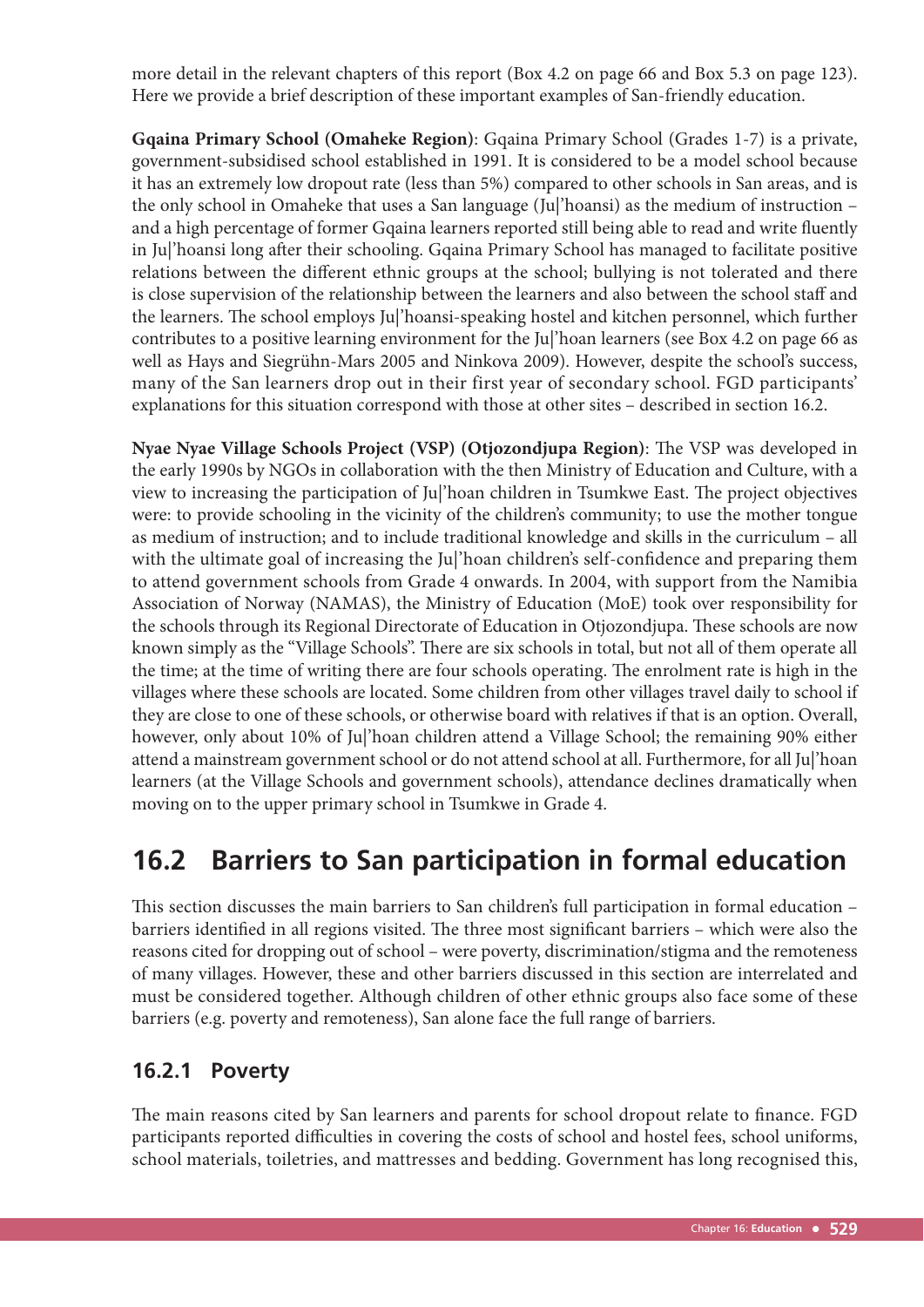more detail in the relevant chapters of this report (Box 4.2 on page 66 and Box 5.3 on page 123). Here we provide a brief description of these important examples of San-friendly education.

**Gqaina Primary School (Omaheke Region)**: Gqaina Primary School (Grades 1-7) is a private, government-subsidised school established in 1991. It is considered to be a model school because it has an extremely low dropout rate (less than 5%) compared to other schools in San areas, and is the only school in Omaheke that uses a San language (Ju|'hoansi) as the medium of instruction – and a high percentage of former Gqaina learners reported still being able to read and write fluently in Ju|'hoansi long after their schooling. Gqaina Primary School has managed to facilitate positive relations between the different ethnic groups at the school; bullying is not tolerated and there is close supervision of the relationship between the learners and also between the school staff and the learners. The school employs Ju|'hoansi-speaking hostel and kitchen personnel, which further contributes to a positive learning environment for the Ju|'hoan learners (see Box 4.2 on page 66 as well as Hays and Siegrühn-Mars 2005 and Ninkova 2009). However, despite the school's success, many of the San learners drop out in their first year of secondary school. FGD participants' explanations for this situation correspond with those at other sites – described in section 16.2.

**Nyae Nyae Village Schools Project (VSP) (Otjozondjupa Region)**: The VSP was developed in the early 1990s by NGOs in collaboration with the then Ministry of Education and Culture, with a view to increasing the participation of Ju|'hoan children in Tsumkwe East. The project objectives were: to provide schooling in the vicinity of the children's community; to use the mother tongue as medium of instruction; and to include traditional knowledge and skills in the curriculum – all with the ultimate goal of increasing the Ju|'hoan children's self-confidence and preparing them to attend government schools from Grade 4 onwards. In 2004, with support from the Namibia Association of Norway (NAMAS), the Ministry of Education (MoE) took over responsibility for the schools through its Regional Directorate of Education in Otjozondjupa. These schools are now known simply as the "Village Schools". There are six schools in total, but not all of them operate all the time; at the time of writing there are four schools operating. The enrolment rate is high in the villages where these schools are located. Some children from other villages travel daily to school if they are close to one of these schools, or otherwise board with relatives if that is an option. Overall, however, only about 10% of Ju|'hoan children attend a Village School; the remaining 90% either attend a mainstream government school or do not attend school at all. Furthermore, for all Ju|'hoan learners (at the Village Schools and government schools), attendance declines dramatically when moving on to the upper primary school in Tsumkwe in Grade 4.

## 16.2 Barriers to San participation in formal education

This section discusses the main barriers to San children's full participation in formal education – barriers identified in all regions visited. The three most significant barriers – which were also the reasons cited for dropping out of school – were poverty, discrimination/stigma and the remoteness of many villages. However, these and other barriers discussed in this section are interrelated and must be considered together. Although children of other ethnic groups also face some of these barriers (e.g. poverty and remoteness), San alone face the full range of barriers.

### 16.2.1 Poverty

The main reasons cited by San learners and parents for school dropout relate to finance. FGD participants reported difficulties in covering the costs of school and hostel fees, school uniforms, school materials, toiletries, and mattresses and bedding. Government has long recognised this,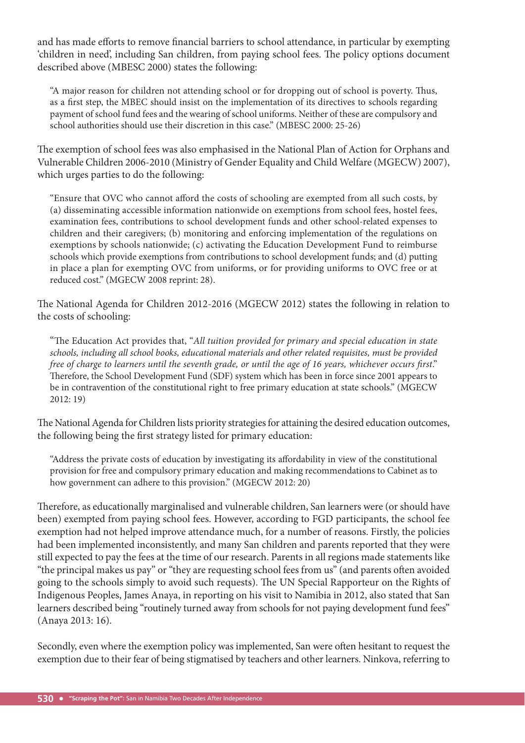and has made efforts to remove financial barriers to school attendance, in particular by exempting 'children in need', including San children, from paying school fees. The policy options document described above (MBESC 2000) states the following:

> "A major reason for children not attending school or for dropping out of school is poverty. Thus, as a first step, the MBEC should insist on the implementation of its directives to schools regarding payment of school fund fees and the wearing of school uniforms. Neither of these are compulsory and school authorities should use their discretion in this case." (MBESC 2000: 25-26)

The exemption of school fees was also emphasised in the National Plan of Action for Orphans and Vulnerable Children 2006-2010 (Ministry of Gender Equality and Child Welfare (MGECW) 2007), which urges parties to do the following:

> "Ensure that OVC who cannot afford the costs of schooling are exempted from all such costs, by (a) disseminating accessible information nationwide on exemptions from school fees, hostel fees, examination fees, contributions to school development funds and other school-related expenses to children and their caregivers; (b) monitoring and enforcing implementation of the regulations on exemptions by schools nationwide; (c) activating the Education Development Fund to reimburse schools which provide exemptions from contributions to school development funds; and (d) putting in place a plan for exempting OVC from uniforms, or for providing uniforms to OVC free or at reduced cost." (MGECW 2008 reprint: 28).

The National Agenda for Children 2012-2016 (MGECW 2012) states the following in relation to the costs of schooling:

> "The Education Act provides that, "*All tuition provided for primary and special education in state schools, including all school books, educational materials and other related requisites, must be provided free of charge to learners until the seventh grade, or until the age of 16 years, whichever occurs first*." Therefore, the School Development Fund (SDF) system which has been in force since 2001 appears to be in contravention of the constitutional right to free primary education at state schools." (MGECW 2012: 19)

The National Agenda for Children lists priority strategies for attaining the desired education outcomes, the following being the first strategy listed for primary education:

> "Address the private costs of education by investigating its affordability in view of the constitutional provision for free and compulsory primary education and making recommendations to Cabinet as to how government can adhere to this provision." (MGECW 2012: 20)

Therefore, as educationally marginalised and vulnerable children, San learners were (or should have been) exempted from paying school fees. However, according to FGD participants, the school fee exemption had not helped improve attendance much, for a number of reasons. Firstly, the policies had been implemented inconsistently, and many San children and parents reported that they were still expected to pay the fees at the time of our research. Parents in all regions made statements like "the principal makes us pay" or "they are requesting school fees from us" (and parents often avoided going to the schools simply to avoid such requests). The UN Special Rapporteur on the Rights of Indigenous Peoples, James Anaya, in reporting on his visit to Namibia in 2012, also stated that San learners described being "routinely turned away from schools for not paying development fund fees" (Anaya 2013: 16).

Secondly, even where the exemption policy was implemented, San were often hesitant to request the exemption due to their fear of being stigmatised by teachers and other learners. Ninkova, referring to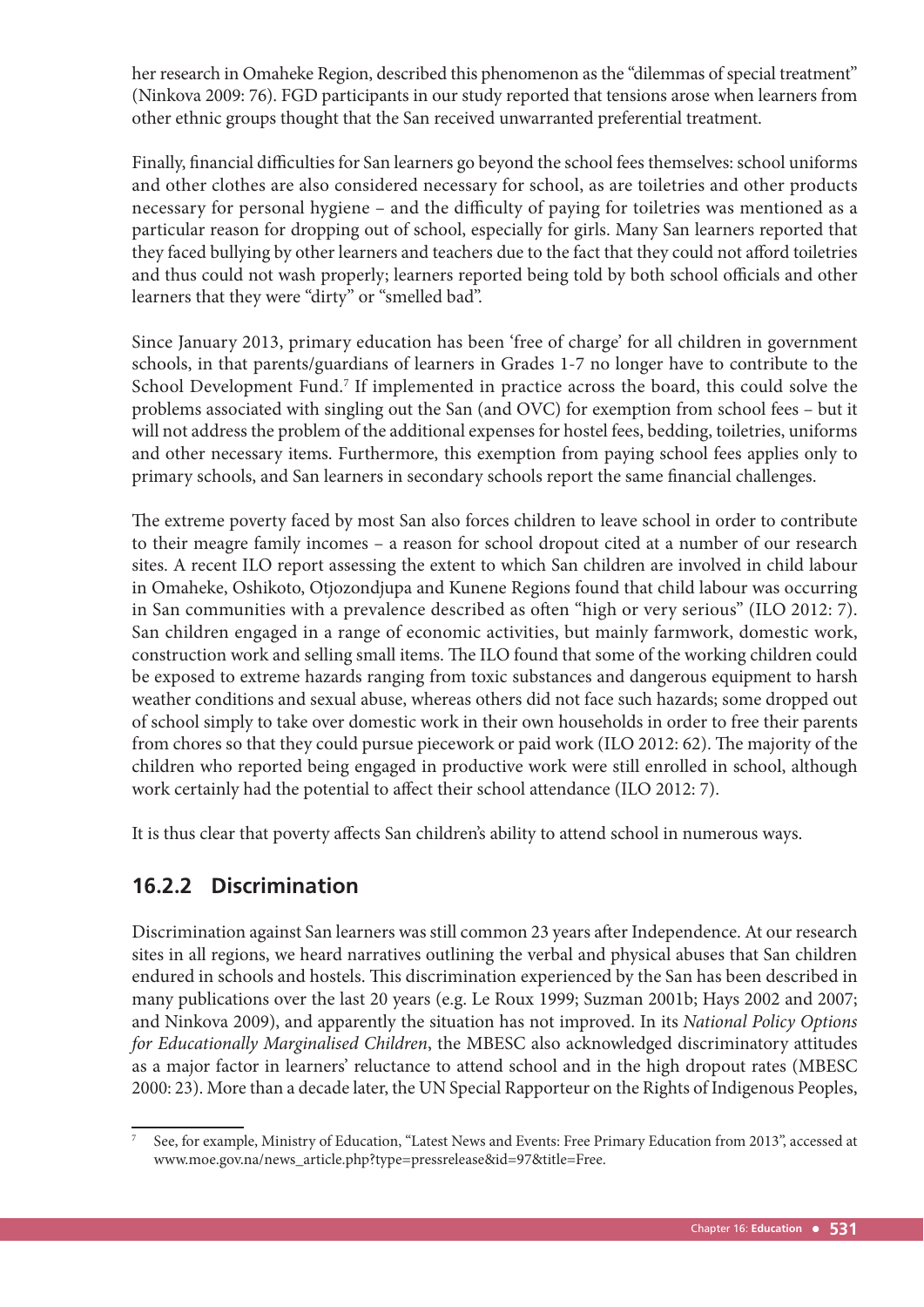her research in Omaheke Region, described this phenomenon as the "dilemmas of special treatment" (Ninkova 2009: 76). FGD participants in our study reported that tensions arose when learners from other ethnic groups thought that the San received unwarranted preferential treatment.

Finally, financial difficulties for San learners go beyond the school fees themselves: school uniforms and other clothes are also considered necessary for school, as are toiletries and other products necessary for personal hygiene – and the difficulty of paying for toiletries was mentioned as a particular reason for dropping out of school, especially for girls. Many San learners reported that they faced bullying by other learners and teachers due to the fact that they could not afford toiletries and thus could not wash properly; learners reported being told by both school officials and other learners that they were "dirty" or "smelled bad".

Since January 2013, primary education has been 'free of charge' for all children in government schools, in that parents/guardians of learners in Grades 1-7 no longer have to contribute to the School Development Fund.[7] If implemented in practice across the board, this could solve the problems associated with singling out the San (and OVC) for exemption from school fees – but it will not address the problem of the additional expenses for hostel fees, bedding, toiletries, uniforms and other necessary items. Furthermore, this exemption from paying school fees applies only to primary schools, and San learners in secondary schools report the same financial challenges.

The extreme poverty faced by most San also forces children to leave school in order to contribute to their meagre family incomes – a reason for school dropout cited at a number of our research sites. A recent ILO report assessing the extent to which San children are involved in child labour in Omaheke, Oshikoto, Otjozondjupa and Kunene Regions found that child labour was occurring in San communities with a prevalence described as often "high or very serious" (ILO 2012: 7). San children engaged in a range of economic activities, but mainly farmwork, domestic work, construction work and selling small items. The ILO found that some of the working children could be exposed to extreme hazards ranging from toxic substances and dangerous equipment to harsh weather conditions and sexual abuse, whereas others did not face such hazards; some dropped out of school simply to take over domestic work in their own households in order to free their parents from chores so that they could pursue piecework or paid work (ILO 2012: 62). The majority of the children who reported being engaged in productive work were still enrolled in school, although work certainly had the potential to affect their school attendance (ILO 2012: 7).

It is thus clear that poverty affects San children's ability to attend school in numerous ways.

## 16.2.2 Discrimination

Discrimination against San learners was still common 23 years after Independence. At our research sites in all regions, we heard narratives outlining the verbal and physical abuses that San children endured in schools and hostels. This discrimination experienced by the San has been described in many publications over the last 20 years (e.g. Le Roux 1999; Suzman 2001b; Hays 2002 and 2007; and Ninkova 2009), and apparently the situation has not improved. In its *National Policy Options for Educationally Marginalised Children*, the MBESC also acknowledged discriminatory attitudes as a major factor in learners' reluctance to attend school and in the high dropout rates (MBESC 2000: 23). More than a decade later, the UN Special Rapporteur on the Rights of Indigenous Peoples,

---

[7] See, for example, Ministry of Education, "Latest News and Events: Free Primary Education from 2013", accessed at www.moe.gov.na/news_article.php?type=pressrelease&id=97&title=Free.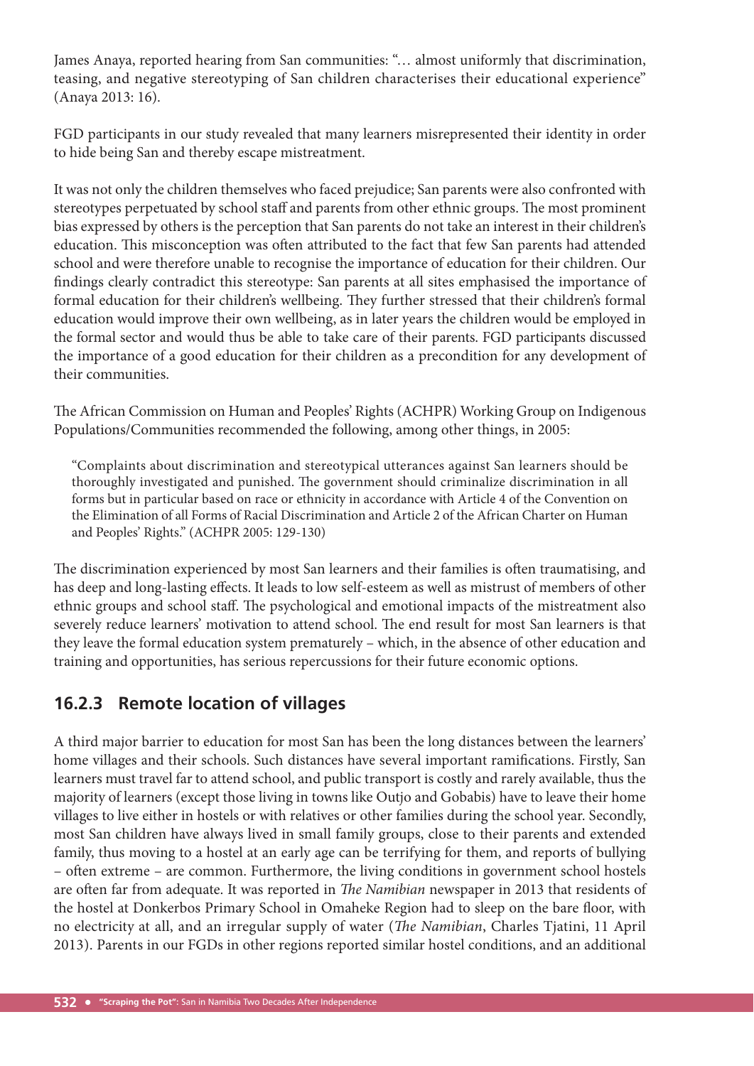James Anaya, reported hearing from San communities: "… almost uniformly that discrimination, teasing, and negative stereotyping of San children characterises their educational experience" (Anaya 2013: 16).

FGD participants in our study revealed that many learners misrepresented their identity in order to hide being San and thereby escape mistreatment.

It was not only the children themselves who faced prejudice; San parents were also confronted with stereotypes perpetuated by school staff and parents from other ethnic groups. The most prominent bias expressed by others is the perception that San parents do not take an interest in their children's education. This misconception was often attributed to the fact that few San parents had attended school and were therefore unable to recognise the importance of education for their children. Our findings clearly contradict this stereotype: San parents at all sites emphasised the importance of formal education for their children's wellbeing. They further stressed that their children's formal education would improve their own wellbeing, as in later years the children would be employed in the formal sector and would thus be able to take care of their parents. FGD participants discussed the importance of a good education for their children as a precondition for any development of their communities.

The African Commission on Human and Peoples' Rights (ACHPR) Working Group on Indigenous Populations/Communities recommended the following, among other things, in 2005:

> "Complaints about discrimination and stereotypical utterances against San learners should be thoroughly investigated and punished. The government should criminalize discrimination in all forms but in particular based on race or ethnicity in accordance with Article 4 of the Convention on the Elimination of all Forms of Racial Discrimination and Article 2 of the African Charter on Human and Peoples' Rights." (ACHPR 2005: 129-130)

The discrimination experienced by most San learners and their families is often traumatising, and has deep and long-lasting effects. It leads to low self-esteem as well as mistrust of members of other ethnic groups and school staff. The psychological and emotional impacts of the mistreatment also severely reduce learners' motivation to attend school. The end result for most San learners is that they leave the formal education system prematurely – which, in the absence of other education and training and opportunities, has serious repercussions for their future economic options.

### 16.2.3 Remote location of villages

A third major barrier to education for most San has been the long distances between the learners' home villages and their schools. Such distances have several important ramifications. Firstly, San learners must travel far to attend school, and public transport is costly and rarely available, thus the majority of learners (except those living in towns like Outjo and Gobabis) have to leave their home villages to live either in hostels or with relatives or other families during the school year. Secondly, most San children have always lived in small family groups, close to their parents and extended family, thus moving to a hostel at an early age can be terrifying for them, and reports of bullying – often extreme – are common. Furthermore, the living conditions in government school hostels are often far from adequate. It was reported in *The Namibian* newspaper in 2013 that residents of the hostel at Donkerbos Primary School in Omaheke Region had to sleep on the bare floor, with no electricity at all, and an irregular supply of water (*The Namibian*, Charles Tjatini, 11 April 2013). Parents in our FGDs in other regions reported similar hostel conditions, and an additional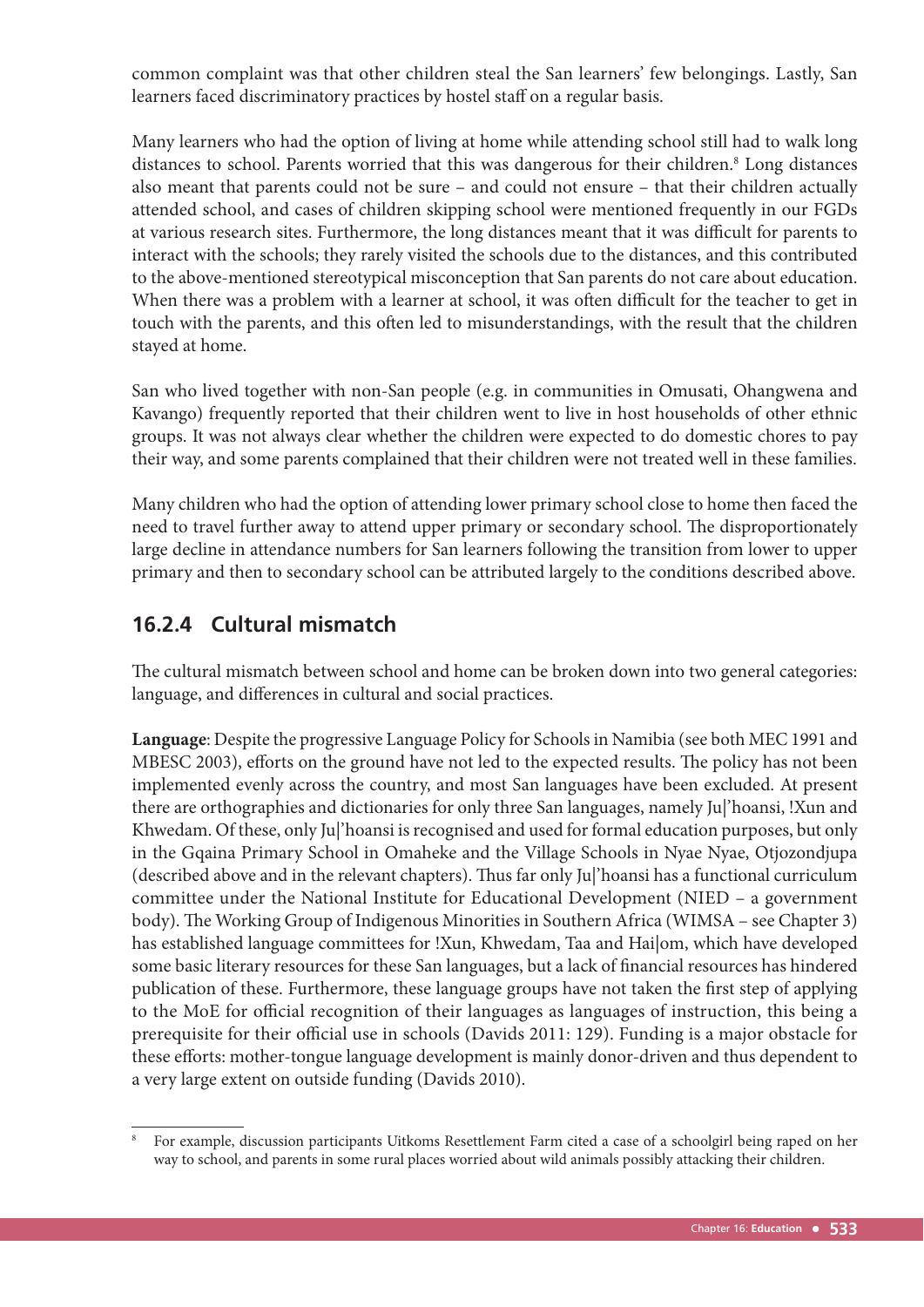common complaint was that other children steal the San learners' few belongings. Lastly, San learners faced discriminatory practices by hostel staff on a regular basis.

Many learners who had the option of living at home while attending school still had to walk long distances to school. Parents worried that this was dangerous for their children.[8] Long distances also meant that parents could not be sure – and could not ensure – that their children actually attended school, and cases of children skipping school were mentioned frequently in our FGDs at various research sites. Furthermore, the long distances meant that it was difficult for parents to interact with the schools; they rarely visited the schools due to the distances, and this contributed to the above-mentioned stereotypical misconception that San parents do not care about education. When there was a problem with a learner at school, it was often difficult for the teacher to get in touch with the parents, and this often led to misunderstandings, with the result that the children stayed at home.

San who lived together with non-San people (e.g. in communities in Omusati, Ohangwena and Kavango) frequently reported that their children went to live in host households of other ethnic groups. It was not always clear whether the children were expected to do domestic chores to pay their way, and some parents complained that their children were not treated well in these families.

Many children who had the option of attending lower primary school close to home then faced the need to travel further away to attend upper primary or secondary school. The disproportionately large decline in attendance numbers for San learners following the transition from lower to upper primary and then to secondary school can be attributed largely to the conditions described above.

### 16.2.4 Cultural mismatch

The cultural mismatch between school and home can be broken down into two general categories: language, and differences in cultural and social practices.

**Language**: Despite the progressive Language Policy for Schools in Namibia (see both MEC 1991 and MBESC 2003), efforts on the ground have not led to the expected results. The policy has not been implemented evenly across the country, and most San languages have been excluded. At present there are orthographies and dictionaries for only three San languages, namely Ju|'hoansi, !Xun and Khwedam. Of these, only Ju|'hoansi is recognised and used for formal education purposes, but only in the Gqaina Primary School in Omaheke and the Village Schools in Nyae Nyae, Otjozondjupa (described above and in the relevant chapters). Thus far only Ju|'hoansi has a functional curriculum committee under the National Institute for Educational Development (NIED – a government body). The Working Group of Indigenous Minorities in Southern Africa (WIMSA – see Chapter 3) has established language committees for !Xun, Khwedam, Taa and Hai|om, which have developed some basic literary resources for these San languages, but a lack of financial resources has hindered publication of these. Furthermore, these language groups have not taken the first step of applying to the MoE for official recognition of their languages as languages of instruction, this being a prerequisite for their official use in schools (Davids 2011: 129). Funding is a major obstacle for these efforts: mother-tongue language development is mainly donor-driven and thus dependent to a very large extent on outside funding (Davids 2010).

---

[8] For example, discussion participants Uitkoms Resettlement Farm cited a case of a schoolgirl being raped on her way to school, and parents in some rural places worried about wild animals possibly attacking their children.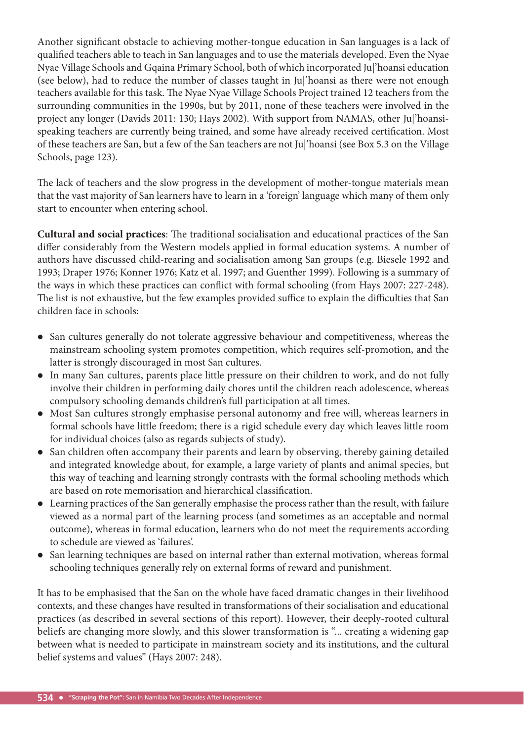Another significant obstacle to achieving mother-tongue education in San languages is a lack of qualified teachers able to teach in San languages and to use the materials developed. Even the Nyae Nyae Village Schools and Gqaina Primary School, both of which incorporated Ju|'hoansi education (see below), had to reduce the number of classes taught in Ju|'hoansi as there were not enough teachers available for this task. The Nyae Nyae Village Schools Project trained 12 teachers from the surrounding communities in the 1990s, but by 2011, none of these teachers were involved in the project any longer (Davids 2011: 130; Hays 2002). With support from NAMAS, other Ju|'hoansi-speaking teachers are currently being trained, and some have already received certification. Most of these teachers are San, but a few of the San teachers are not Ju|'hoansi (see Box 5.3 on the Village Schools, page 123).

The lack of teachers and the slow progress in the development of mother-tongue materials mean that the vast majority of San learners have to learn in a 'foreign' language which many of them only start to encounter when entering school.

**Cultural and social practices**: The traditional socialisation and educational practices of the San differ considerably from the Western models applied in formal education systems. A number of authors have discussed child-rearing and socialisation among San groups (e.g. Biesele 1992 and 1993; Draper 1976; Konner 1976; Katz et al. 1997; and Guenther 1999). Following is a summary of the ways in which these practices can conflict with formal schooling (from Hays 2007: 227-248). The list is not exhaustive, but the few examples provided suffice to explain the difficulties that San children face in schools:

- San cultures generally do not tolerate aggressive behaviour and competitiveness, whereas the mainstream schooling system promotes competition, which requires self-promotion, and the latter is strongly discouraged in most San cultures.
- In many San cultures, parents place little pressure on their children to work, and do not fully involve their children in performing daily chores until the children reach adolescence, whereas compulsory schooling demands children's full participation at all times.
- Most San cultures strongly emphasise personal autonomy and free will, whereas learners in formal schools have little freedom; there is a rigid schedule every day which leaves little room for individual choices (also as regards subjects of study).
- San children often accompany their parents and learn by observing, thereby gaining detailed and integrated knowledge about, for example, a large variety of plants and animal species, but this way of teaching and learning strongly contrasts with the formal schooling methods which are based on rote memorisation and hierarchical classification.
- Learning practices of the San generally emphasise the process rather than the result, with failure viewed as a normal part of the learning process (and sometimes as an acceptable and normal outcome), whereas in formal education, learners who do not meet the requirements according to schedule are viewed as 'failures'.
- San learning techniques are based on internal rather than external motivation, whereas formal schooling techniques generally rely on external forms of reward and punishment.

It has to be emphasised that the San on the whole have faced dramatic changes in their livelihood contexts, and these changes have resulted in transformations of their socialisation and educational practices (as described in several sections of this report). However, their deeply-rooted cultural beliefs are changing more slowly, and this slower transformation is "... creating a widening gap between what is needed to participate in mainstream society and its institutions, and the cultural belief systems and values" (Hays 2007: 248).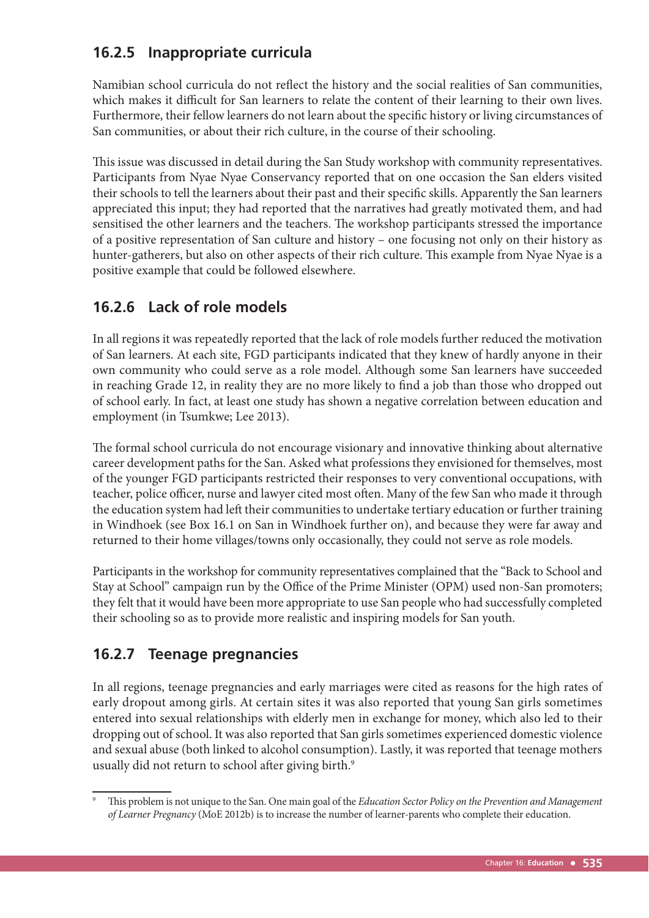### 16.2.5 Inappropriate curricula

Namibian school curricula do not reflect the history and the social realities of San communities, which makes it difficult for San learners to relate the content of their learning to their own lives. Furthermore, their fellow learners do not learn about the specific history or living circumstances of San communities, or about their rich culture, in the course of their schooling.

This issue was discussed in detail during the San Study workshop with community representatives. Participants from Nyae Nyae Conservancy reported that on one occasion the San elders visited their schools to tell the learners about their past and their specific skills. Apparently the San learners appreciated this input; they had reported that the narratives had greatly motivated them, and had sensitised the other learners and the teachers. The workshop participants stressed the importance of a positive representation of San culture and history – one focusing not only on their history as hunter-gatherers, but also on other aspects of their rich culture. This example from Nyae Nyae is a positive example that could be followed elsewhere.

### 16.2.6 Lack of role models

In all regions it was repeatedly reported that the lack of role models further reduced the motivation of San learners. At each site, FGD participants indicated that they knew of hardly anyone in their own community who could serve as a role model. Although some San learners have succeeded in reaching Grade 12, in reality they are no more likely to find a job than those who dropped out of school early. In fact, at least one study has shown a negative correlation between education and employment (in Tsumkwe; Lee 2013).

The formal school curricula do not encourage visionary and innovative thinking about alternative career development paths for the San. Asked what professions they envisioned for themselves, most of the younger FGD participants restricted their responses to very conventional occupations, with teacher, police officer, nurse and lawyer cited most often. Many of the few San who made it through the education system had left their communities to undertake tertiary education or further training in Windhoek (see Box 16.1 on San in Windhoek further on), and because they were far away and returned to their home villages/towns only occasionally, they could not serve as role models.

Participants in the workshop for community representatives complained that the "Back to School and Stay at School" campaign run by the Office of the Prime Minister (OPM) used non-San promoters; they felt that it would have been more appropriate to use San people who had successfully completed their schooling so as to provide more realistic and inspiring models for San youth.

### 16.2.7 Teenage pregnancies

In all regions, teenage pregnancies and early marriages were cited as reasons for the high rates of early dropout among girls. At certain sites it was also reported that young San girls sometimes entered into sexual relationships with elderly men in exchange for money, which also led to their dropping out of school. It was also reported that San girls sometimes experienced domestic violence and sexual abuse (both linked to alcohol consumption). Lastly, it was reported that teenage mothers usually did not return to school after giving birth.[9]

[9] This problem is not unique to the San. One main goal of the *Education Sector Policy on the Prevention and Management of Learner Pregnancy* (MoE 2012b) is to increase the number of learner-parents who complete their education.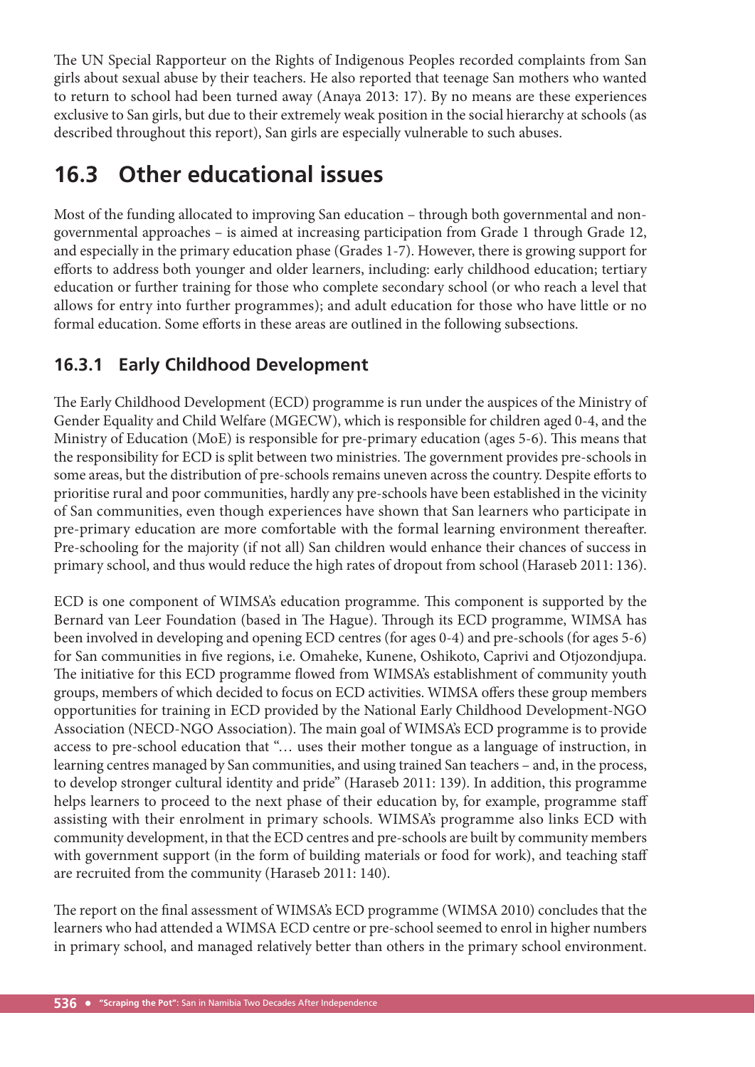The UN Special Rapporteur on the Rights of Indigenous Peoples recorded complaints from San girls about sexual abuse by their teachers. He also reported that teenage San mothers who wanted to return to school had been turned away (Anaya 2013: 17). By no means are these experiences exclusive to San girls, but due to their extremely weak position in the social hierarchy at schools (as described throughout this report), San girls are especially vulnerable to such abuses.

## 16.3 Other educational issues

Most of the funding allocated to improving San education – through both governmental and non-governmental approaches – is aimed at increasing participation from Grade 1 through Grade 12, and especially in the primary education phase (Grades 1-7). However, there is growing support for efforts to address both younger and older learners, including: early childhood education; tertiary education or further training for those who complete secondary school (or who reach a level that allows for entry into further programmes); and adult education for those who have little or no formal education. Some efforts in these areas are outlined in the following subsections.

### 16.3.1 Early Childhood Development

The Early Childhood Development (ECD) programme is run under the auspices of the Ministry of Gender Equality and Child Welfare (MGECW), which is responsible for children aged 0-4, and the Ministry of Education (MoE) is responsible for pre-primary education (ages 5-6). This means that the responsibility for ECD is split between two ministries. The government provides pre-schools in some areas, but the distribution of pre-schools remains uneven across the country. Despite efforts to prioritise rural and poor communities, hardly any pre-schools have been established in the vicinity of San communities, even though experiences have shown that San learners who participate in pre-primary education are more comfortable with the formal learning environment thereafter. Pre-schooling for the majority (if not all) San children would enhance their chances of success in primary school, and thus would reduce the high rates of dropout from school (Haraseb 2011: 136).

ECD is one component of WIMSA's education programme. This component is supported by the Bernard van Leer Foundation (based in The Hague). Through its ECD programme, WIMSA has been involved in developing and opening ECD centres (for ages 0-4) and pre-schools (for ages 5-6) for San communities in five regions, i.e. Omaheke, Kunene, Oshikoto, Caprivi and Otjozondjupa. The initiative for this ECD programme flowed from WIMSA's establishment of community youth groups, members of which decided to focus on ECD activities. WIMSA offers these group members opportunities for training in ECD provided by the National Early Childhood Development-NGO Association (NECD-NGO Association). The main goal of WIMSA's ECD programme is to provide access to pre-school education that "… uses their mother tongue as a language of instruction, in learning centres managed by San communities, and using trained San teachers – and, in the process, to develop stronger cultural identity and pride" (Haraseb 2011: 139). In addition, this programme helps learners to proceed to the next phase of their education by, for example, programme staff assisting with their enrolment in primary schools. WIMSA's programme also links ECD with community development, in that the ECD centres and pre-schools are built by community members with government support (in the form of building materials or food for work), and teaching staff are recruited from the community (Haraseb 2011: 140).

The report on the final assessment of WIMSA's ECD programme (WIMSA 2010) concludes that the learners who had attended a WIMSA ECD centre or pre-school seemed to enrol in higher numbers in primary school, and managed relatively better than others in the primary school environment.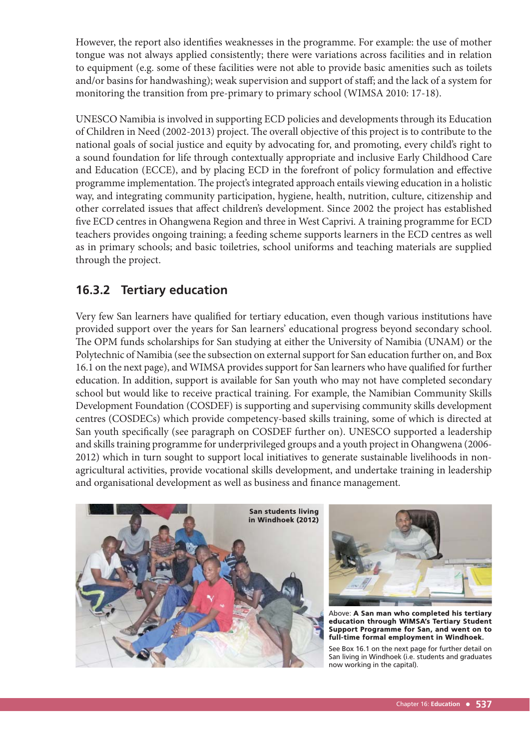However, the report also identifies weaknesses in the programme. For example: the use of mother tongue was not always applied consistently; there were variations across facilities and in relation to equipment (e.g. some of these facilities were not able to provide basic amenities such as toilets and/or basins for handwashing); weak supervision and support of staff; and the lack of a system for monitoring the transition from pre-primary to primary school (WIMSA 2010: 17-18).

UNESCO Namibia is involved in supporting ECD policies and developments through its Education of Children in Need (2002-2013) project. The overall objective of this project is to contribute to the national goals of social justice and equity by advocating for, and promoting, every child's right to a sound foundation for life through contextually appropriate and inclusive Early Childhood Care and Education (ECCE), and by placing ECD in the forefront of policy formulation and effective programme implementation. The project's integrated approach entails viewing education in a holistic way, and integrating community participation, hygiene, health, nutrition, culture, citizenship and other correlated issues that affect children's development. Since 2002 the project has established five ECD centres in Ohangwena Region and three in West Caprivi. A training programme for ECD teachers provides ongoing training; a feeding scheme supports learners in the ECD centres as well as in primary schools; and basic toiletries, school uniforms and teaching materials are supplied through the project.

## 16.3.2 Tertiary education

Very few San learners have qualified for tertiary education, even though various institutions have provided support over the years for San learners' educational progress beyond secondary school. The OPM funds scholarships for San studying at either the University of Namibia (UNAM) or the Polytechnic of Namibia (see the subsection on external support for San education further on, and Box 16.1 on the next page), and WIMSA provides support for San learners who have qualified for further education. In addition, support is available for San youth who may not have completed secondary school but would like to receive practical training. For example, the Namibian Community Skills Development Foundation (COSDEF) is supporting and supervising community skills development centres (COSDECs) which provide competency-based skills training, some of which is directed at San youth specifically (see paragraph on COSDEF further on). UNESCO supported a leadership and skills training programme for underprivileged groups and a youth project in Ohangwena (2006-2012) which in turn sought to support local initiatives to generate sustainable livelihoods in non-agricultural activities, provide vocational skills development, and undertake training in leadership and organisational development as well as business and finance management.

**San students living in Windhoek (2012)**

Above: **A San man who completed his tertiary education through WIMSA's Tertiary Student Support Programme for San, and went on to full-time formal employment in Windhoek.**

See Box 16.1 on the next page for further detail on San living in Windhoek (i.e. students and graduates now working in the capital).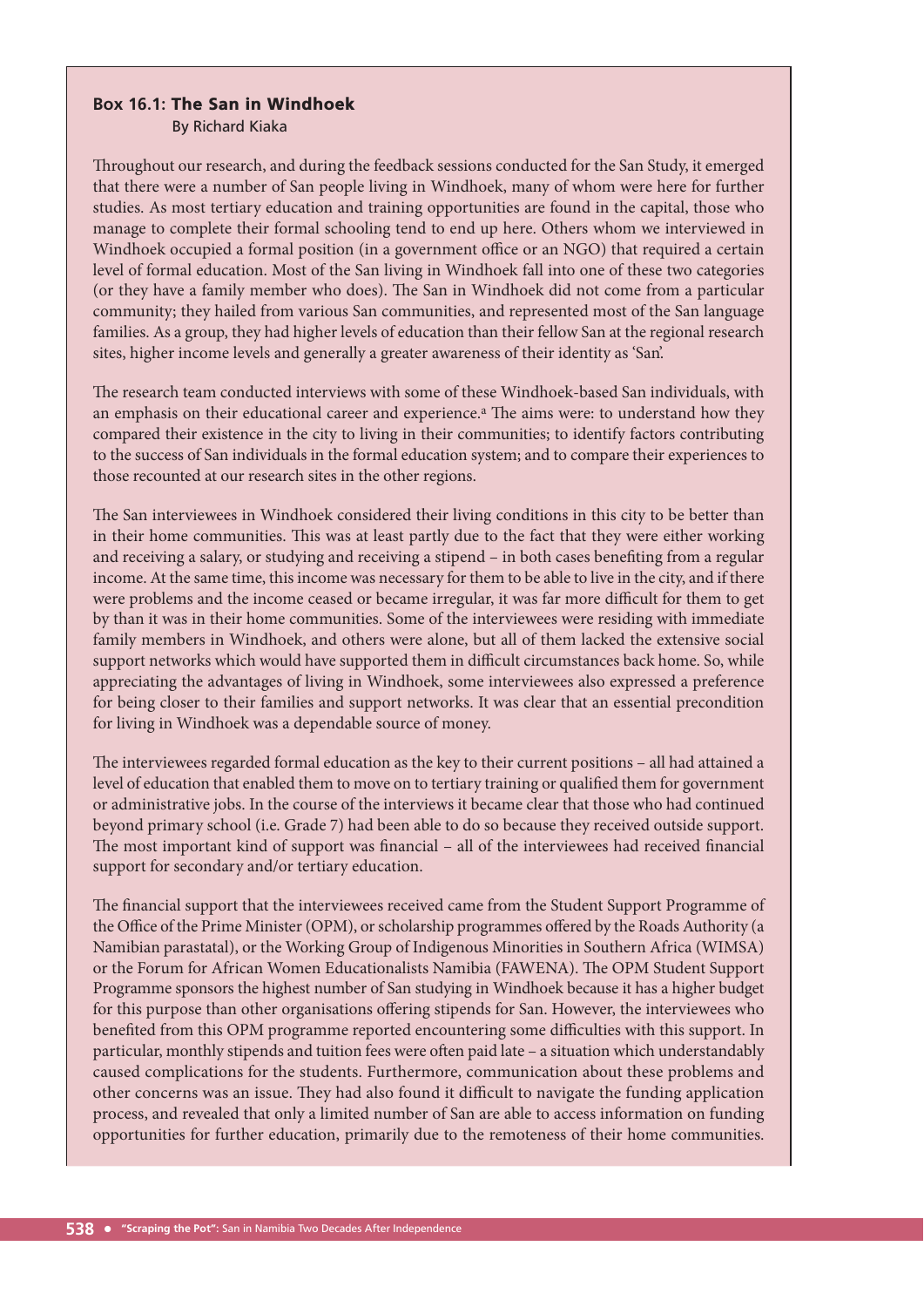### Box 16.1: **The San in Windhoek**

By Richard Kiaka

Throughout our research, and during the feedback sessions conducted for the San Study, it emerged that there were a number of San people living in Windhoek, many of whom were here for further studies. As most tertiary education and training opportunities are found in the capital, those who manage to complete their formal schooling tend to end up here. Others whom we interviewed in Windhoek occupied a formal position (in a government office or an NGO) that required a certain level of formal education. Most of the San living in Windhoek fall into one of these two categories (or they have a family member who does). The San in Windhoek did not come from a particular community; they hailed from various San communities, and represented most of the San language families. As a group, they had higher levels of education than their fellow San at the regional research sites, higher income levels and generally a greater awareness of their identity as 'San'.

The research team conducted interviews with some of these Windhoek-based San individuals, with an emphasis on their educational career and experience.[a] The aims were: to understand how they compared their existence in the city to living in their communities; to identify factors contributing to the success of San individuals in the formal education system; and to compare their experiences to those recounted at our research sites in the other regions.

The San interviewees in Windhoek considered their living conditions in this city to be better than in their home communities. This was at least partly due to the fact that they were either working and receiving a salary, or studying and receiving a stipend – in both cases benefiting from a regular income. At the same time, this income was necessary for them to be able to live in the city, and if there were problems and the income ceased or became irregular, it was far more difficult for them to get by than it was in their home communities. Some of the interviewees were residing with immediate family members in Windhoek, and others were alone, but all of them lacked the extensive social support networks which would have supported them in difficult circumstances back home. So, while appreciating the advantages of living in Windhoek, some interviewees also expressed a preference for being closer to their families and support networks. It was clear that an essential precondition for living in Windhoek was a dependable source of money.

The interviewees regarded formal education as the key to their current positions – all had attained a level of education that enabled them to move on to tertiary training or qualified them for government or administrative jobs. In the course of the interviews it became clear that those who had continued beyond primary school (i.e. Grade 7) had been able to do so because they received outside support. The most important kind of support was financial – all of the interviewees had received financial support for secondary and/or tertiary education.

The financial support that the interviewees received came from the Student Support Programme of the Office of the Prime Minister (OPM), or scholarship programmes offered by the Roads Authority (a Namibian parastatal), or the Working Group of Indigenous Minorities in Southern Africa (WIMSA) or the Forum for African Women Educationalists Namibia (FAWENA). The OPM Student Support Programme sponsors the highest number of San studying in Windhoek because it has a higher budget for this purpose than other organisations offering stipends for San. However, the interviewees who benefited from this OPM programme reported encountering some difficulties with this support. In particular, monthly stipends and tuition fees were often paid late – a situation which understandably caused complications for the students. Furthermore, communication about these problems and other concerns was an issue. They had also found it difficult to navigate the funding application process, and revealed that only a limited number of San are able to access information on funding opportunities for further education, primarily due to the remoteness of their home communities.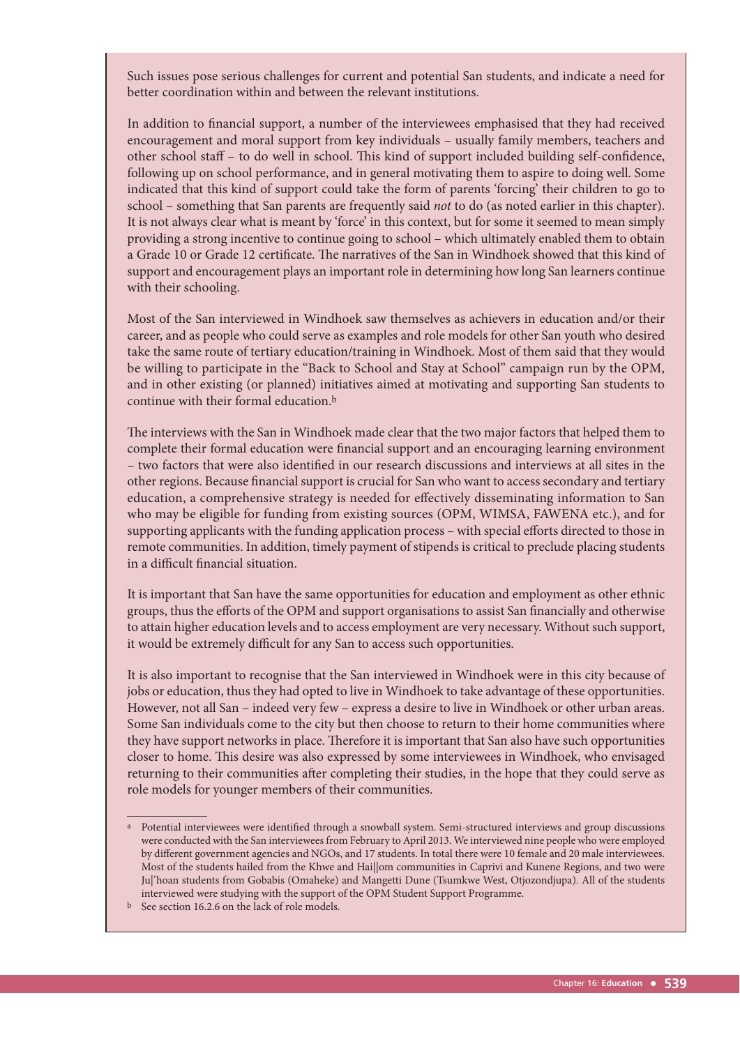Such issues pose serious challenges for current and potential San students, and indicate a need for better coordination within and between the relevant institutions.

In addition to financial support, a number of the interviewees emphasised that they had received encouragement and moral support from key individuals – usually family members, teachers and other school staff – to do well in school. This kind of support included building self-confidence, following up on school performance, and in general motivating them to aspire to doing well. Some indicated that this kind of support could take the form of parents 'forcing' their children to go to school – something that San parents are frequently said *not* to do (as noted earlier in this chapter). It is not always clear what is meant by 'force' in this context, but for some it seemed to mean simply providing a strong incentive to continue going to school – which ultimately enabled them to obtain a Grade 10 or Grade 12 certificate. The narratives of the San in Windhoek showed that this kind of support and encouragement plays an important role in determining how long San learners continue with their schooling.

Most of the San interviewed in Windhoek saw themselves as achievers in education and/or their career, and as people who could serve as examples and role models for other San youth who desired take the same route of tertiary education/training in Windhoek. Most of them said that they would be willing to participate in the "Back to School and Stay at School" campaign run by the OPM, and in other existing (or planned) initiatives aimed at motivating and supporting San students to continue with their formal education.[b]

The interviews with the San in Windhoek made clear that the two major factors that helped them to complete their formal education were financial support and an encouraging learning environment – two factors that were also identified in our research discussions and interviews at all sites in the other regions. Because financial support is crucial for San who want to access secondary and tertiary education, a comprehensive strategy is needed for effectively disseminating information to San who may be eligible for funding from existing sources (OPM, WIMSA, FAWENA etc.), and for supporting applicants with the funding application process – with special efforts directed to those in remote communities. In addition, timely payment of stipends is critical to preclude placing students in a difficult financial situation.

It is important that San have the same opportunities for education and employment as other ethnic groups, thus the efforts of the OPM and support organisations to assist San financially and otherwise to attain higher education levels and to access employment are very necessary. Without such support, it would be extremely difficult for any San to access such opportunities.

It is also important to recognise that the San interviewed in Windhoek were in this city because of jobs or education, thus they had opted to live in Windhoek to take advantage of these opportunities. However, not all San – indeed very few – express a desire to live in Windhoek or other urban areas. Some San individuals come to the city but then choose to return to their home communities where they have support networks in place. Therefore it is important that San also have such opportunities closer to home. This desire was also expressed by some interviewees in Windhoek, who envisaged returning to their communities after completing their studies, in the hope that they could serve as role models for younger members of their communities.

---

[a] Potential interviewees were identified through a snowball system. Semi-structured interviews and group discussions were conducted with the San interviewees from February to April 2013. We interviewed nine people who were employed by different government agencies and NGOs, and 17 students. In total there were 10 female and 20 male interviewees. Most of the students hailed from the Khwe and Hai||om communities in Caprivi and Kunene Regions, and two were Ju|'hoan students from Gobabis (Omaheke) and Mangetti Dune (Tsumkwe West, Otjozondjupa). All of the students interviewed were studying with the support of the OPM Student Support Programme.

[b] See section 16.2.6 on the lack of role models.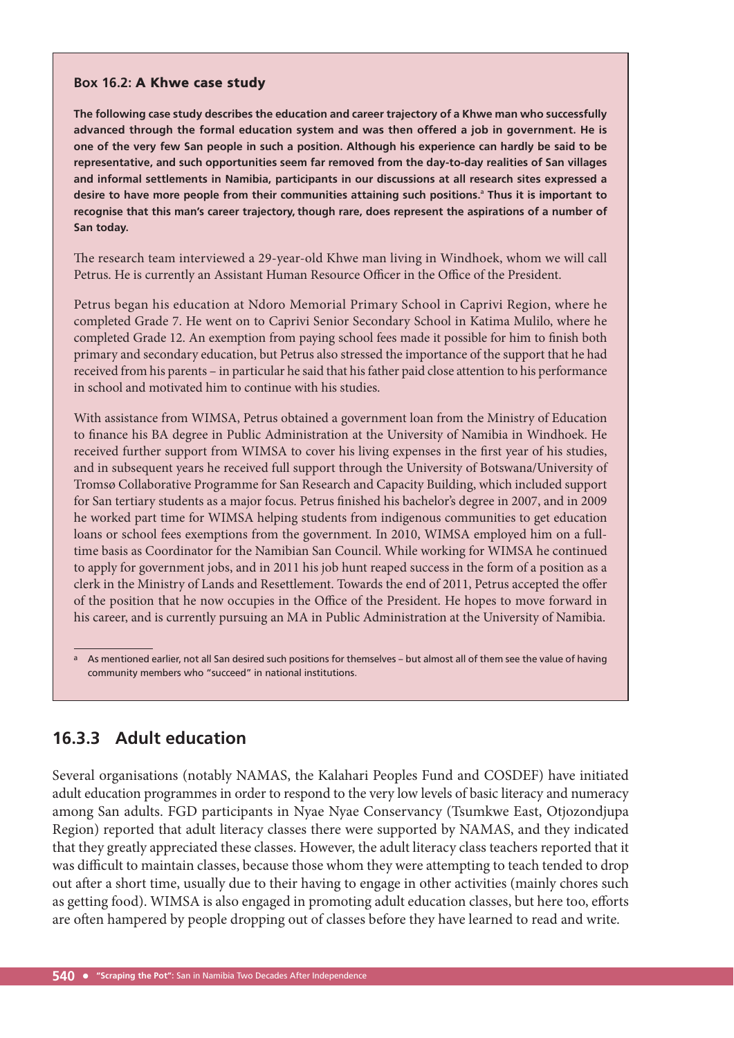**Box 16.2: A Khwe case study**

**The following case study describes the education and career trajectory of a Khwe man who successfully advanced through the formal education system and was then offered a job in government. He is one of the very few San people in such a position. Although his experience can hardly be said to be representative, and such opportunities seem far removed from the day-to-day realities of San villages and informal settlements in Namibia, participants in our discussions at all research sites expressed a desire to have more people from their communities attaining such positions.[a] Thus it is important to recognise that this man's career trajectory, though rare, does represent the aspirations of a number of San today.**

The research team interviewed a 29-year-old Khwe man living in Windhoek, whom we will call Petrus. He is currently an Assistant Human Resource Officer in the Office of the President.

Petrus began his education at Ndoro Memorial Primary School in Caprivi Region, where he completed Grade 7. He went on to Caprivi Senior Secondary School in Katima Mulilo, where he completed Grade 12. An exemption from paying school fees made it possible for him to finish both primary and secondary education, but Petrus also stressed the importance of the support that he had received from his parents – in particular he said that his father paid close attention to his performance in school and motivated him to continue with his studies.

With assistance from WIMSA, Petrus obtained a government loan from the Ministry of Education to finance his BA degree in Public Administration at the University of Namibia in Windhoek. He received further support from WIMSA to cover his living expenses in the first year of his studies, and in subsequent years he received full support through the University of Botswana/University of Tromsø Collaborative Programme for San Research and Capacity Building, which included support for San tertiary students as a major focus. Petrus finished his bachelor's degree in 2007, and in 2009 he worked part time for WIMSA helping students from indigenous communities to get education loans or school fees exemptions from the government. In 2010, WIMSA employed him on a full-time basis as Coordinator for the Namibian San Council. While working for WIMSA he continued to apply for government jobs, and in 2011 his job hunt reaped success in the form of a position as a clerk in the Ministry of Lands and Resettlement. Towards the end of 2011, Petrus accepted the offer of the position that he now occupies in the Office of the President. He hopes to move forward in his career, and is currently pursuing an MA in Public Administration at the University of Namibia.

[a] As mentioned earlier, not all San desired such positions for themselves – but almost all of them see the value of having community members who "succeed" in national institutions.

## 16.3.3 Adult education

Several organisations (notably NAMAS, the Kalahari Peoples Fund and COSDEF) have initiated adult education programmes in order to respond to the very low levels of basic literacy and numeracy among San adults. FGD participants in Nyae Nyae Conservancy (Tsumkwe East, Otjozondjupa Region) reported that adult literacy classes there were supported by NAMAS, and they indicated that they greatly appreciated these classes. However, the adult literacy class teachers reported that it was difficult to maintain classes, because those whom they were attempting to teach tended to drop out after a short time, usually due to their having to engage in other activities (mainly chores such as getting food). WIMSA is also engaged in promoting adult education classes, but here too, efforts are often hampered by people dropping out of classes before they have learned to read and write.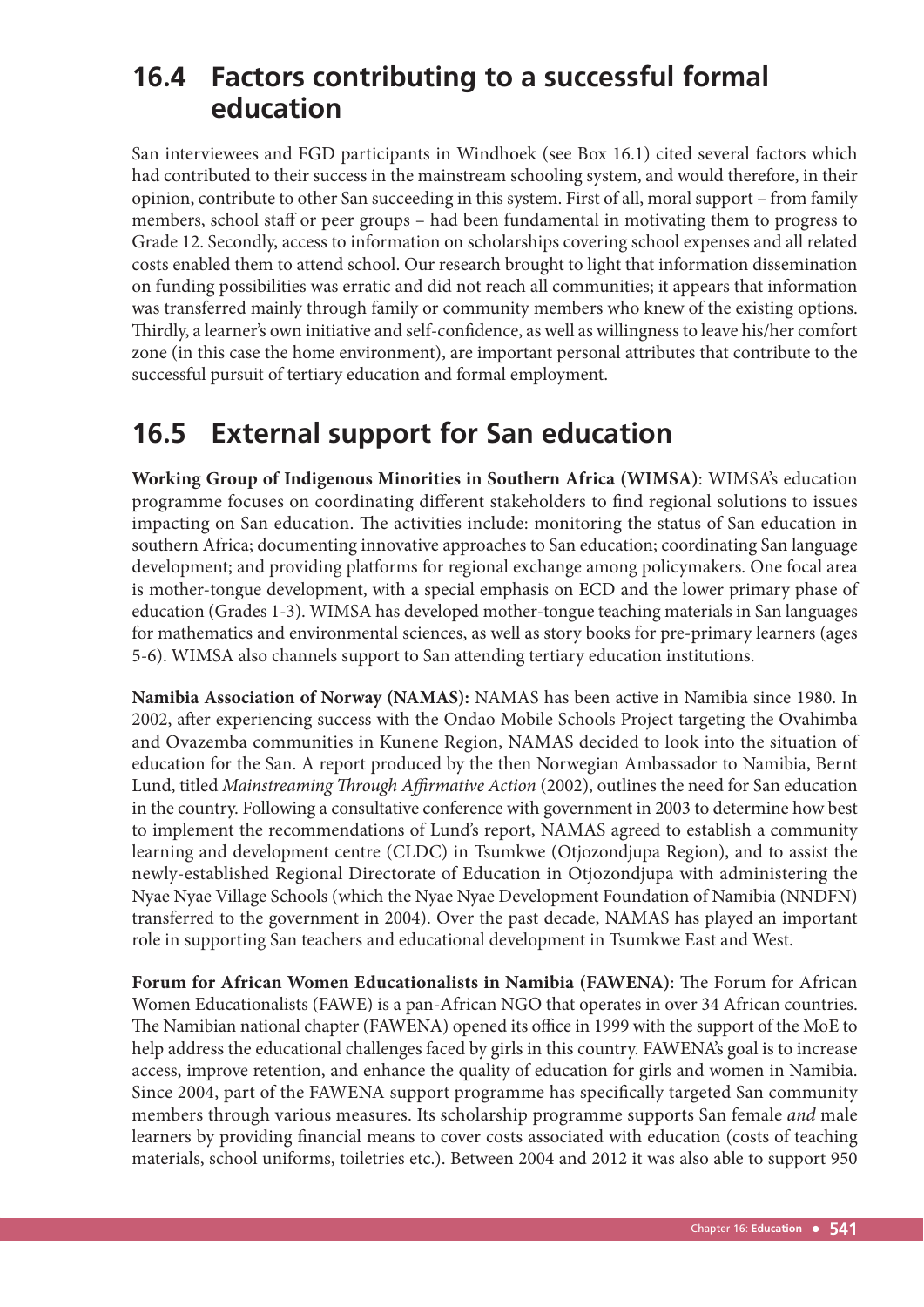## 16.4 Factors contributing to a successful formal education

San interviewees and FGD participants in Windhoek (see Box 16.1) cited several factors which had contributed to their success in the mainstream schooling system, and would therefore, in their opinion, contribute to other San succeeding in this system. First of all, moral support – from family members, school staff or peer groups – had been fundamental in motivating them to progress to Grade 12. Secondly, access to information on scholarships covering school expenses and all related costs enabled them to attend school. Our research brought to light that information dissemination on funding possibilities was erratic and did not reach all communities; it appears that information was transferred mainly through family or community members who knew of the existing options. Thirdly, a learner's own initiative and self-confidence, as well as willingness to leave his/her comfort zone (in this case the home environment), are important personal attributes that contribute to the successful pursuit of tertiary education and formal employment.

## 16.5 External support for San education

**Working Group of Indigenous Minorities in Southern Africa (WIMSA)**: WIMSA's education programme focuses on coordinating different stakeholders to find regional solutions to issues impacting on San education. The activities include: monitoring the status of San education in southern Africa; documenting innovative approaches to San education; coordinating San language development; and providing platforms for regional exchange among policymakers. One focal area is mother-tongue development, with a special emphasis on ECD and the lower primary phase of education (Grades 1-3). WIMSA has developed mother-tongue teaching materials in San languages for mathematics and environmental sciences, as well as story books for pre-primary learners (ages 5-6). WIMSA also channels support to San attending tertiary education institutions.

**Namibia Association of Norway (NAMAS):** NAMAS has been active in Namibia since 1980. In 2002, after experiencing success with the Ondao Mobile Schools Project targeting the Ovahimba and Ovazemba communities in Kunene Region, NAMAS decided to look into the situation of education for the San. A report produced by the then Norwegian Ambassador to Namibia, Bernt Lund, titled *Mainstreaming Through Affirmative Action* (2002), outlines the need for San education in the country. Following a consultative conference with government in 2003 to determine how best to implement the recommendations of Lund's report, NAMAS agreed to establish a community learning and development centre (CLDC) in Tsumkwe (Otjozondjupa Region), and to assist the newly-established Regional Directorate of Education in Otjozondjupa with administering the Nyae Nyae Village Schools (which the Nyae Nyae Development Foundation of Namibia (NNDFN) transferred to the government in 2004). Over the past decade, NAMAS has played an important role in supporting San teachers and educational development in Tsumkwe East and West.

**Forum for African Women Educationalists in Namibia (FAWENA)**: The Forum for African Women Educationalists (FAWE) is a pan-African NGO that operates in over 34 African countries. The Namibian national chapter (FAWENA) opened its office in 1999 with the support of the MoE to help address the educational challenges faced by girls in this country. FAWENA's goal is to increase access, improve retention, and enhance the quality of education for girls and women in Namibia. Since 2004, part of the FAWENA support programme has specifically targeted San community members through various measures. Its scholarship programme supports San female *and* male learners by providing financial means to cover costs associated with education (costs of teaching materials, school uniforms, toiletries etc.). Between 2004 and 2012 it was also able to support 950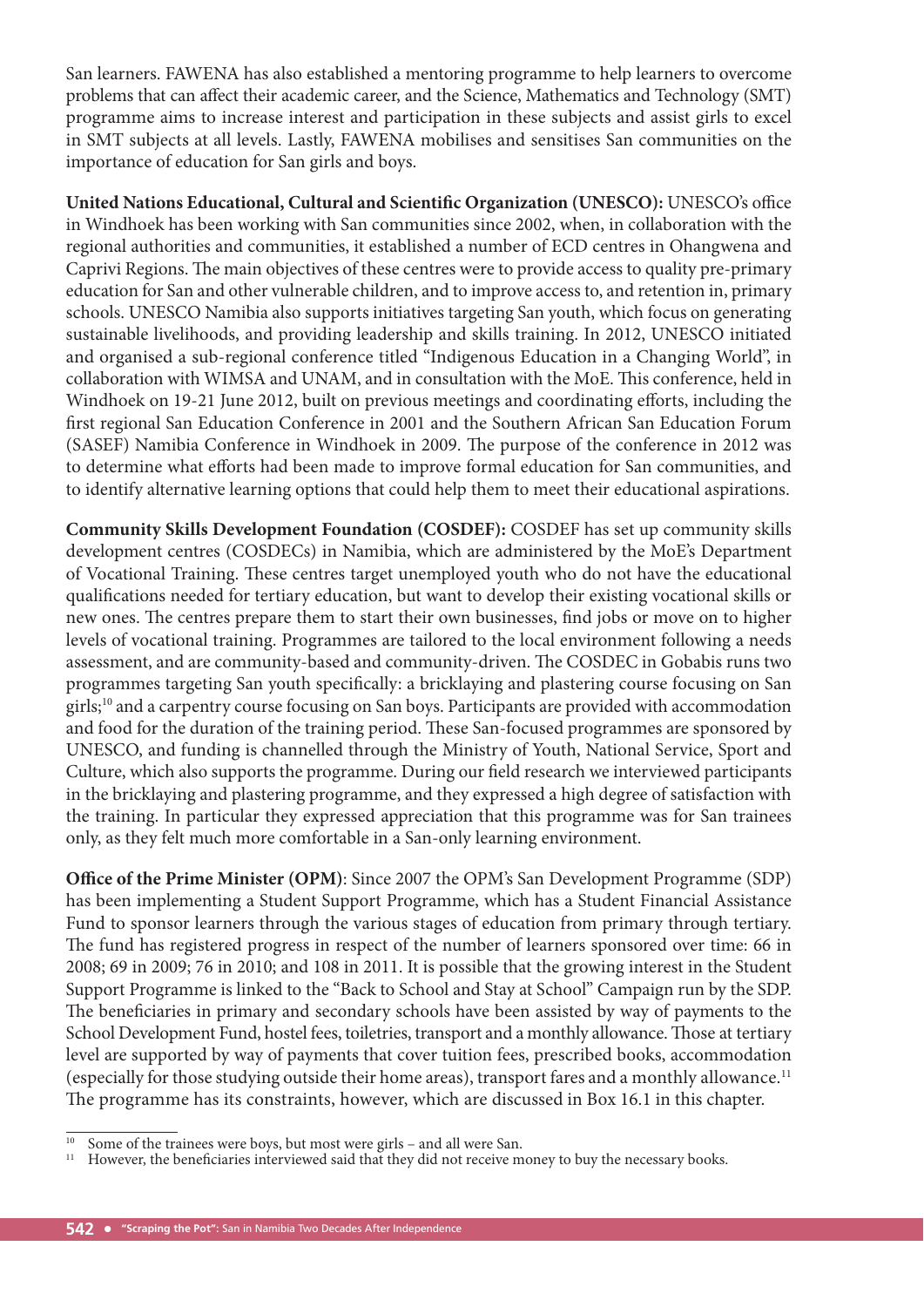San learners. FAWENA has also established a mentoring programme to help learners to overcome problems that can affect their academic career, and the Science, Mathematics and Technology (SMT) programme aims to increase interest and participation in these subjects and assist girls to excel in SMT subjects at all levels. Lastly, FAWENA mobilises and sensitises San communities on the importance of education for San girls and boys.

**United Nations Educational, Cultural and Scientific Organization (UNESCO):** UNESCO's office in Windhoek has been working with San communities since 2002, when, in collaboration with the regional authorities and communities, it established a number of ECD centres in Ohangwena and Caprivi Regions. The main objectives of these centres were to provide access to quality pre-primary education for San and other vulnerable children, and to improve access to, and retention in, primary schools. UNESCO Namibia also supports initiatives targeting San youth, which focus on generating sustainable livelihoods, and providing leadership and skills training. In 2012, UNESCO initiated and organised a sub-regional conference titled "Indigenous Education in a Changing World", in collaboration with WIMSA and UNAM, and in consultation with the MoE. This conference, held in Windhoek on 19-21 June 2012, built on previous meetings and coordinating efforts, including the first regional San Education Conference in 2001 and the Southern African San Education Forum (SASEF) Namibia Conference in Windhoek in 2009. The purpose of the conference in 2012 was to determine what efforts had been made to improve formal education for San communities, and to identify alternative learning options that could help them to meet their educational aspirations.

**Community Skills Development Foundation (COSDEF):** COSDEF has set up community skills development centres (COSDECs) in Namibia, which are administered by the MoE's Department of Vocational Training. These centres target unemployed youth who do not have the educational qualifications needed for tertiary education, but want to develop their existing vocational skills or new ones. The centres prepare them to start their own businesses, find jobs or move on to higher levels of vocational training. Programmes are tailored to the local environment following a needs assessment, and are community-based and community-driven. The COSDEC in Gobabis runs two programmes targeting San youth specifically: a bricklaying and plastering course focusing on San girls;[10] and a carpentry course focusing on San boys. Participants are provided with accommodation and food for the duration of the training period. These San-focused programmes are sponsored by UNESCO, and funding is channelled through the Ministry of Youth, National Service, Sport and Culture, which also supports the programme. During our field research we interviewed participants in the bricklaying and plastering programme, and they expressed a high degree of satisfaction with the training. In particular they expressed appreciation that this programme was for San trainees only, as they felt much more comfortable in a San-only learning environment.

**Office of the Prime Minister (OPM)**: Since 2007 the OPM's San Development Programme (SDP) has been implementing a Student Support Programme, which has a Student Financial Assistance Fund to sponsor learners through the various stages of education from primary through tertiary. The fund has registered progress in respect of the number of learners sponsored over time: 66 in 2008; 69 in 2009; 76 in 2010; and 108 in 2011. It is possible that the growing interest in the Student Support Programme is linked to the "Back to School and Stay at School" Campaign run by the SDP. The beneficiaries in primary and secondary schools have been assisted by way of payments to the School Development Fund, hostel fees, toiletries, transport and a monthly allowance. Those at tertiary level are supported by way of payments that cover tuition fees, prescribed books, accommodation (especially for those studying outside their home areas), transport fares and a monthly allowance.[11] The programme has its constraints, however, which are discussed in Box 16.1 in this chapter.

---

[10] Some of the trainees were boys, but most were girls – and all were San.

[11] However, the beneficiaries interviewed said that they did not receive money to buy the necessary books.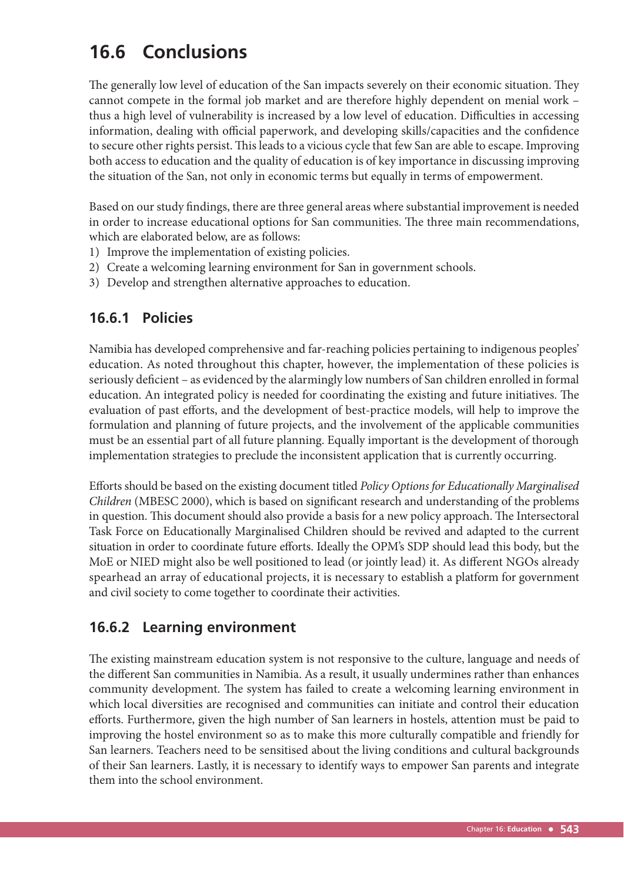## 16.6 Conclusions

The generally low level of education of the San impacts severely on their economic situation. They cannot compete in the formal job market and are therefore highly dependent on menial work – thus a high level of vulnerability is increased by a low level of education. Difficulties in accessing information, dealing with official paperwork, and developing skills/capacities and the confidence to secure other rights persist. This leads to a vicious cycle that few San are able to escape. Improving both access to education and the quality of education is of key importance in discussing improving the situation of the San, not only in economic terms but equally in terms of empowerment.

Based on our study findings, there are three general areas where substantial improvement is needed in order to increase educational options for San communities. The three main recommendations, which are elaborated below, are as follows:

1) Improve the implementation of existing policies.
2) Create a welcoming learning environment for San in government schools.
3) Develop and strengthen alternative approaches to education.

### 16.6.1 Policies

Namibia has developed comprehensive and far-reaching policies pertaining to indigenous peoples' education. As noted throughout this chapter, however, the implementation of these policies is seriously deficient – as evidenced by the alarmingly low numbers of San children enrolled in formal education. An integrated policy is needed for coordinating the existing and future initiatives. The evaluation of past efforts, and the development of best-practice models, will help to improve the formulation and planning of future projects, and the involvement of the applicable communities must be an essential part of all future planning. Equally important is the development of thorough implementation strategies to preclude the inconsistent application that is currently occurring.

Efforts should be based on the existing document titled *Policy Options for Educationally Marginalised Children* (MBESC 2000), which is based on significant research and understanding of the problems in question. This document should also provide a basis for a new policy approach. The Intersectoral Task Force on Educationally Marginalised Children should be revived and adapted to the current situation in order to coordinate future efforts. Ideally the OPM's SDP should lead this body, but the MoE or NIED might also be well positioned to lead (or jointly lead) it. As different NGOs already spearhead an array of educational projects, it is necessary to establish a platform for government and civil society to come together to coordinate their activities.

### 16.6.2 Learning environment

The existing mainstream education system is not responsive to the culture, language and needs of the different San communities in Namibia. As a result, it usually undermines rather than enhances community development. The system has failed to create a welcoming learning environment in which local diversities are recognised and communities can initiate and control their education efforts. Furthermore, given the high number of San learners in hostels, attention must be paid to improving the hostel environment so as to make this more culturally compatible and friendly for San learners. Teachers need to be sensitised about the living conditions and cultural backgrounds of their San learners. Lastly, it is necessary to identify ways to empower San parents and integrate them into the school environment.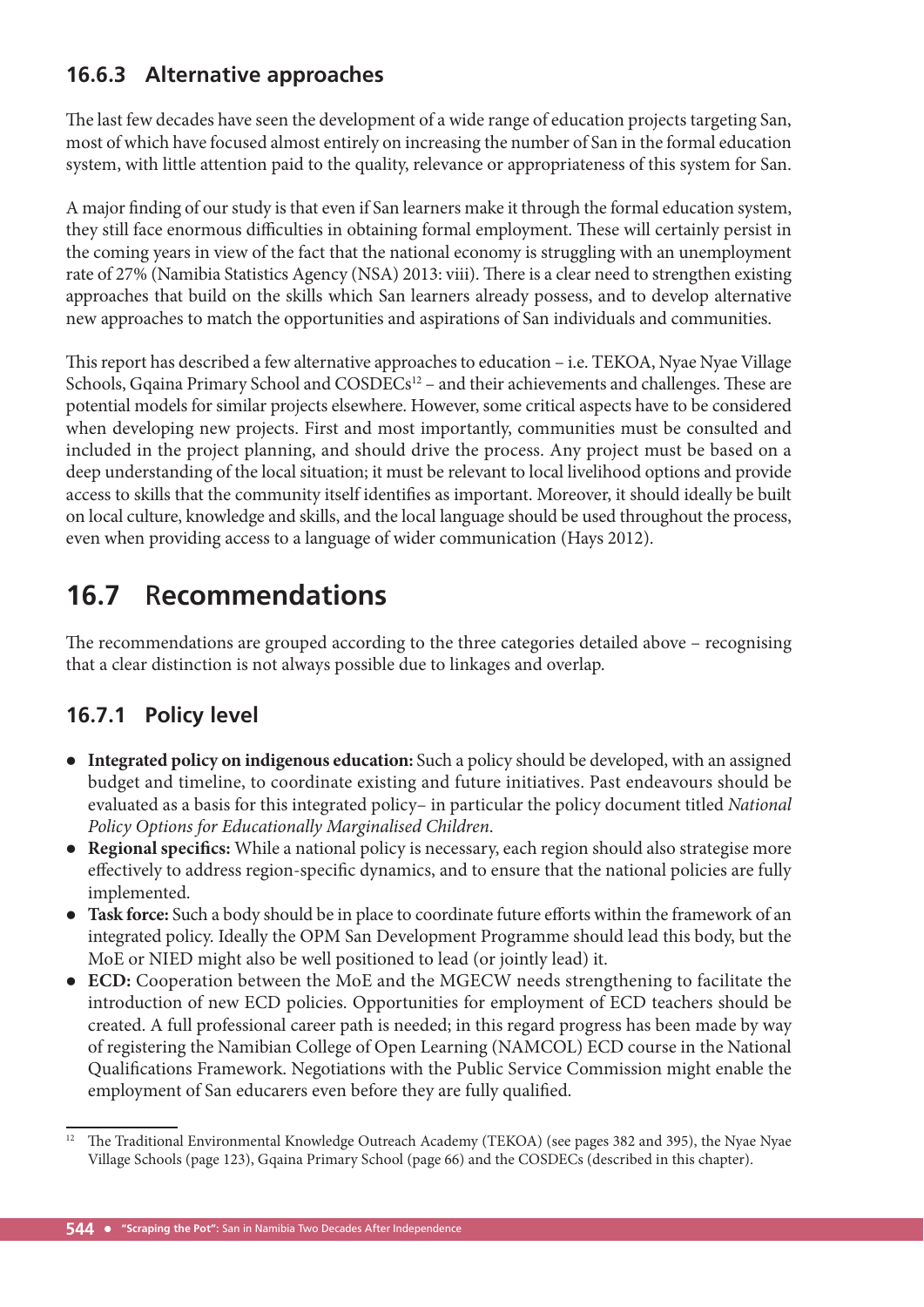### 16.6.3 Alternative approaches

The last few decades have seen the development of a wide range of education projects targeting San, most of which have focused almost entirely on increasing the number of San in the formal education system, with little attention paid to the quality, relevance or appropriateness of this system for San.

A major finding of our study is that even if San learners make it through the formal education system, they still face enormous difficulties in obtaining formal employment. These will certainly persist in the coming years in view of the fact that the national economy is struggling with an unemployment rate of 27% (Namibia Statistics Agency (NSA) 2013: viii). There is a clear need to strengthen existing approaches that build on the skills which San learners already possess, and to develop alternative new approaches to match the opportunities and aspirations of San individuals and communities.

This report has described a few alternative approaches to education – i.e. TEKOA, Nyae Nyae Village Schools, Gqaina Primary School and COSDECs[12] – and their achievements and challenges. These are potential models for similar projects elsewhere. However, some critical aspects have to be considered when developing new projects. First and most importantly, communities must be consulted and included in the project planning, and should drive the process. Any project must be based on a deep understanding of the local situation; it must be relevant to local livelihood options and provide access to skills that the community itself identifies as important. Moreover, it should ideally be built on local culture, knowledge and skills, and the local language should be used throughout the process, even when providing access to a language of wider communication (Hays 2012).

## 16.7 Recommendations

The recommendations are grouped according to the three categories detailed above – recognising that a clear distinction is not always possible due to linkages and overlap.

### 16.7.1 Policy level

- **Integrated policy on indigenous education:** Such a policy should be developed, with an assigned budget and timeline, to coordinate existing and future initiatives. Past endeavours should be evaluated as a basis for this integrated policy– in particular the policy document titled *National Policy Options for Educationally Marginalised Children*.
- **Regional specifics:** While a national policy is necessary, each region should also strategise more effectively to address region-specific dynamics, and to ensure that the national policies are fully implemented.
- **Task force:** Such a body should be in place to coordinate future efforts within the framework of an integrated policy. Ideally the OPM San Development Programme should lead this body, but the MoE or NIED might also be well positioned to lead (or jointly lead) it.
- **ECD:** Cooperation between the MoE and the MGECW needs strengthening to facilitate the introduction of new ECD policies. Opportunities for employment of ECD teachers should be created. A full professional career path is needed; in this regard progress has been made by way of registering the Namibian College of Open Learning (NAMCOL) ECD course in the National Qualifications Framework. Negotiations with the Public Service Commission might enable the employment of San educarers even before they are fully qualified.

[12] The Traditional Environmental Knowledge Outreach Academy (TEKOA) (see pages 382 and 395), the Nyae Nyae Village Schools (page 123), Gqaina Primary School (page 66) and the COSDECs (described in this chapter).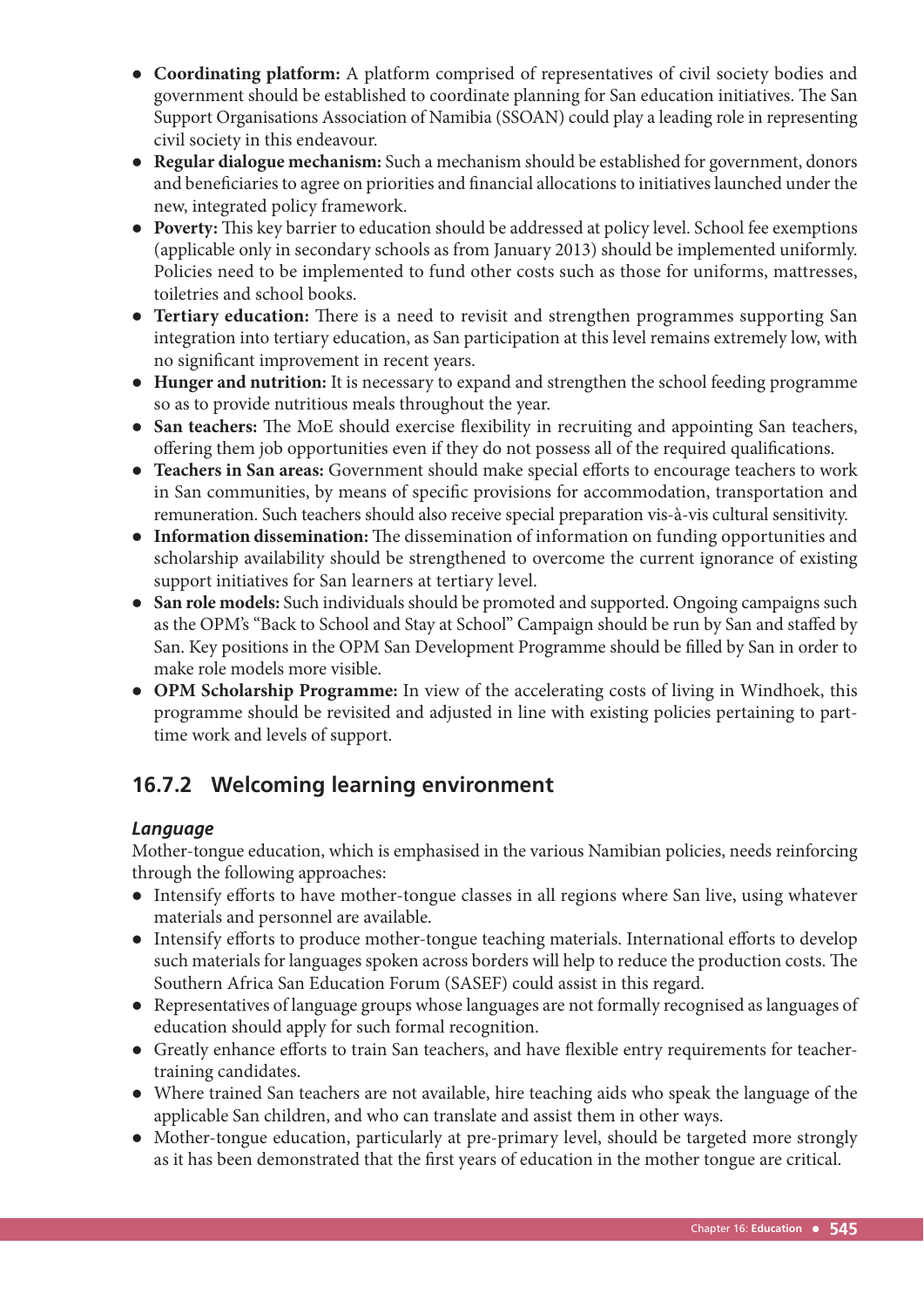- **Coordinating platform:** A platform comprised of representatives of civil society bodies and government should be established to coordinate planning for San education initiatives. The San Support Organisations Association of Namibia (SSOAN) could play a leading role in representing civil society in this endeavour.
- **Regular dialogue mechanism:** Such a mechanism should be established for government, donors and beneficiaries to agree on priorities and financial allocations to initiatives launched under the new, integrated policy framework.
- **Poverty:** This key barrier to education should be addressed at policy level. School fee exemptions (applicable only in secondary schools as from January 2013) should be implemented uniformly. Policies need to be implemented to fund other costs such as those for uniforms, mattresses, toiletries and school books.
- **Tertiary education:** There is a need to revisit and strengthen programmes supporting San integration into tertiary education, as San participation at this level remains extremely low, with no significant improvement in recent years.
- **Hunger and nutrition:** It is necessary to expand and strengthen the school feeding programme so as to provide nutritious meals throughout the year.
- **San teachers:** The MoE should exercise flexibility in recruiting and appointing San teachers, offering them job opportunities even if they do not possess all of the required qualifications.
- **Teachers in San areas:** Government should make special efforts to encourage teachers to work in San communities, by means of specific provisions for accommodation, transportation and remuneration. Such teachers should also receive special preparation vis-à-vis cultural sensitivity.
- **Information dissemination:** The dissemination of information on funding opportunities and scholarship availability should be strengthened to overcome the current ignorance of existing support initiatives for San learners at tertiary level.
- **San role models:** Such individuals should be promoted and supported. Ongoing campaigns such as the OPM's "Back to School and Stay at School" Campaign should be run by San and staffed by San. Key positions in the OPM San Development Programme should be filled by San in order to make role models more visible.
- **OPM Scholarship Programme:** In view of the accelerating costs of living in Windhoek, this programme should be revisited and adjusted in line with existing policies pertaining to part-time work and levels of support.

## 16.7.2 Welcoming learning environment

***Language***

Mother-tongue education, which is emphasised in the various Namibian policies, needs reinforcing through the following approaches:

- Intensify efforts to have mother-tongue classes in all regions where San live, using whatever materials and personnel are available.
- Intensify efforts to produce mother-tongue teaching materials. International efforts to develop such materials for languages spoken across borders will help to reduce the production costs. The Southern Africa San Education Forum (SASEF) could assist in this regard.
- Representatives of language groups whose languages are not formally recognised as languages of education should apply for such formal recognition.
- Greatly enhance efforts to train San teachers, and have flexible entry requirements for teacher-training candidates.
- Where trained San teachers are not available, hire teaching aids who speak the language of the applicable San children, and who can translate and assist them in other ways.
- Mother-tongue education, particularly at pre-primary level, should be targeted more strongly as it has been demonstrated that the first years of education in the mother tongue are critical.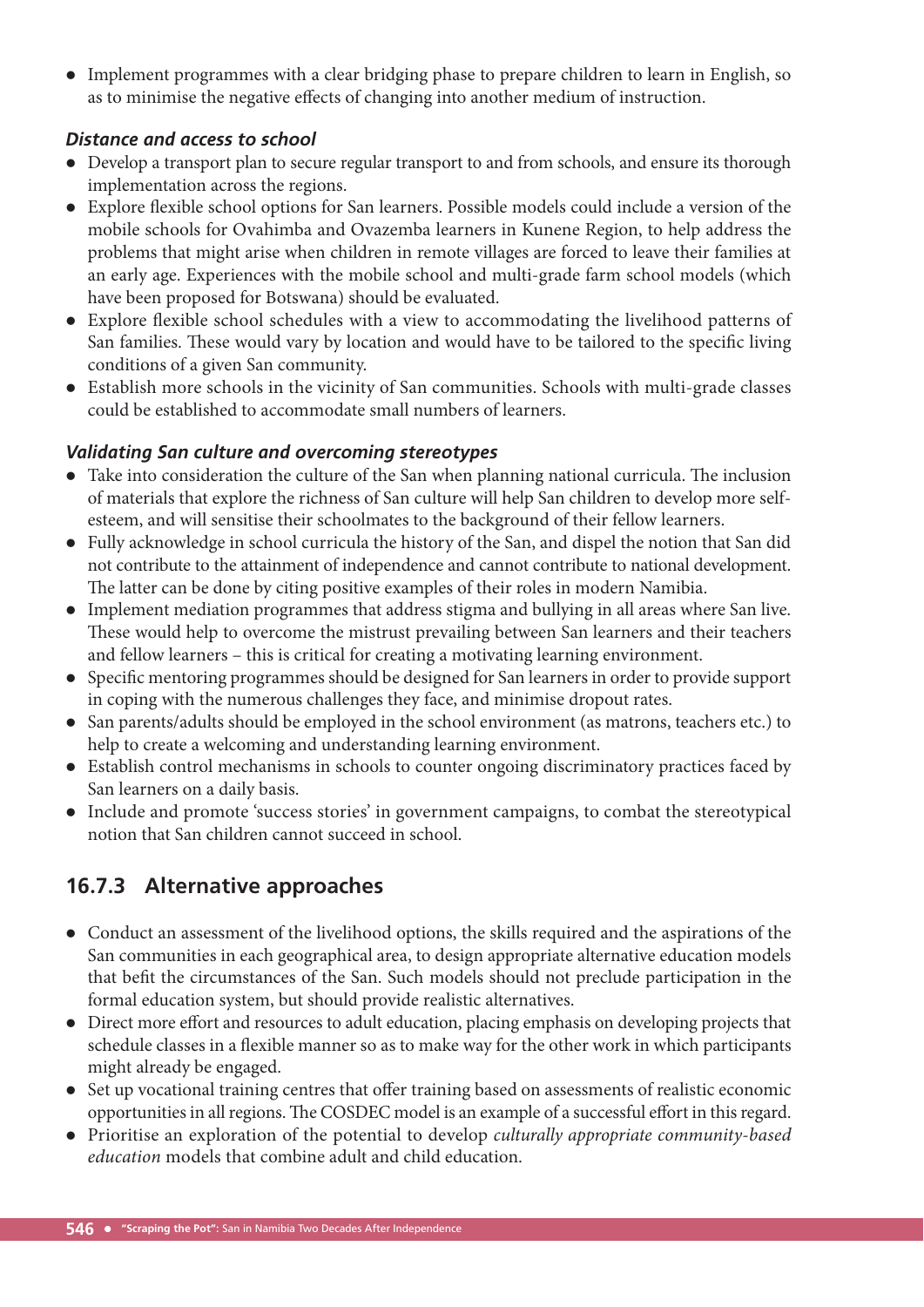- Implement programmes with a clear bridging phase to prepare children to learn in English, so as to minimise the negative effects of changing into another medium of instruction.

***Distance and access to school***

- Develop a transport plan to secure regular transport to and from schools, and ensure its thorough implementation across the regions.
- Explore flexible school options for San learners. Possible models could include a version of the mobile schools for Ovahimba and Ovazemba learners in Kunene Region, to help address the problems that might arise when children in remote villages are forced to leave their families at an early age. Experiences with the mobile school and multi-grade farm school models (which have been proposed for Botswana) should be evaluated.
- Explore flexible school schedules with a view to accommodating the livelihood patterns of San families. These would vary by location and would have to be tailored to the specific living conditions of a given San community.
- Establish more schools in the vicinity of San communities. Schools with multi-grade classes could be established to accommodate small numbers of learners.

***Validating San culture and overcoming stereotypes***

- Take into consideration the culture of the San when planning national curricula. The inclusion of materials that explore the richness of San culture will help San children to develop more self-esteem, and will sensitise their schoolmates to the background of their fellow learners.
- Fully acknowledge in school curricula the history of the San, and dispel the notion that San did not contribute to the attainment of independence and cannot contribute to national development. The latter can be done by citing positive examples of their roles in modern Namibia.
- Implement mediation programmes that address stigma and bullying in all areas where San live. These would help to overcome the mistrust prevailing between San learners and their teachers and fellow learners – this is critical for creating a motivating learning environment.
- Specific mentoring programmes should be designed for San learners in order to provide support in coping with the numerous challenges they face, and minimise dropout rates.
- San parents/adults should be employed in the school environment (as matrons, teachers etc.) to help to create a welcoming and understanding learning environment.
- Establish control mechanisms in schools to counter ongoing discriminatory practices faced by San learners on a daily basis.
- Include and promote 'success stories' in government campaigns, to combat the stereotypical notion that San children cannot succeed in school.

## 16.7.3 Alternative approaches

- Conduct an assessment of the livelihood options, the skills required and the aspirations of the San communities in each geographical area, to design appropriate alternative education models that befit the circumstances of the San. Such models should not preclude participation in the formal education system, but should provide realistic alternatives.
- Direct more effort and resources to adult education, placing emphasis on developing projects that schedule classes in a flexible manner so as to make way for the other work in which participants might already be engaged.
- Set up vocational training centres that offer training based on assessments of realistic economic opportunities in all regions. The COSDEC model is an example of a successful effort in this regard.
- Prioritise an exploration of the potential to develop *culturally appropriate community-based education* models that combine adult and child education.